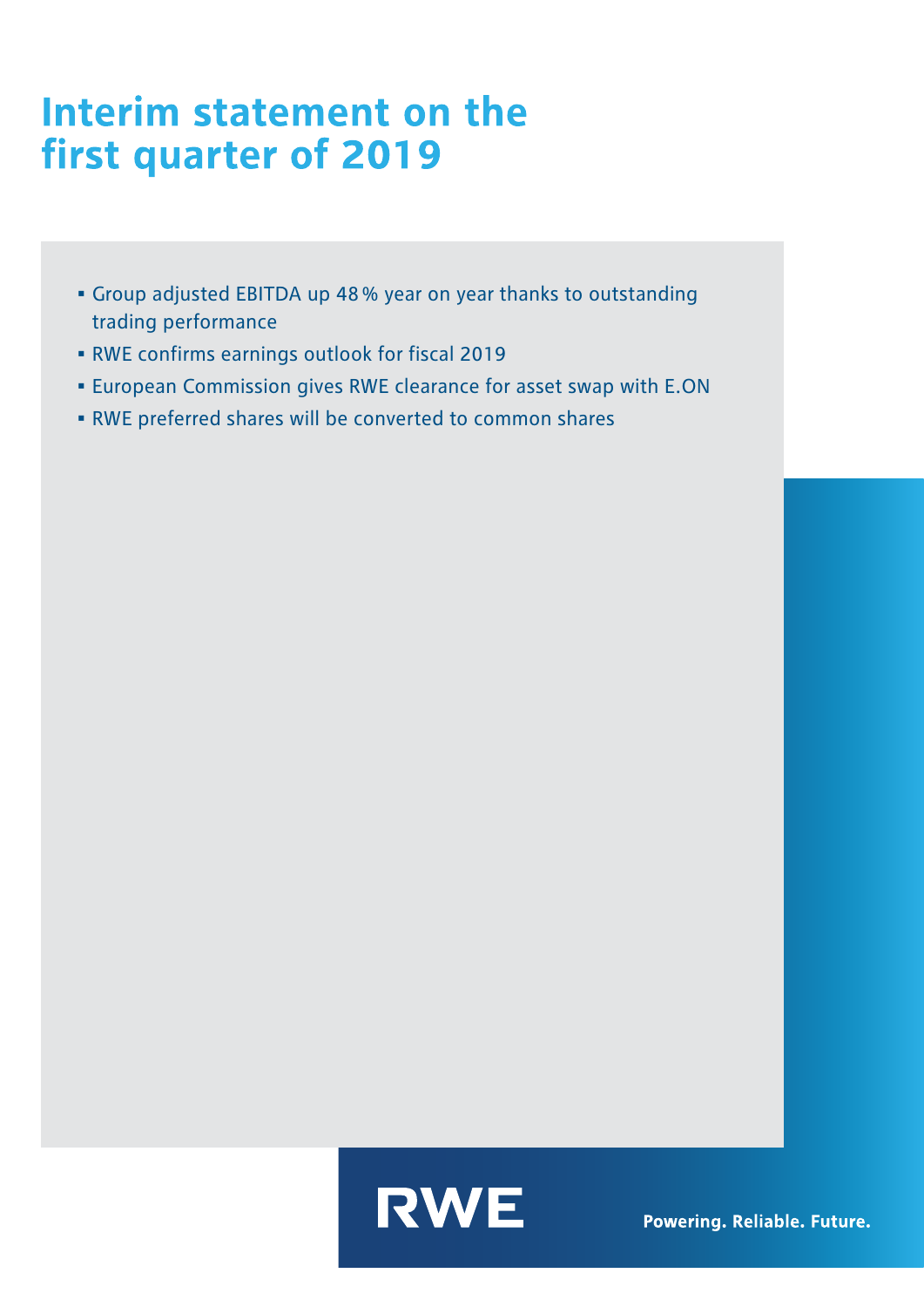# Interim statement on the first quarter of 2019

- Group adjusted EBITDA up 48 % year on year thanks to outstanding trading performance
- RWE confirms earnings outlook for fiscal 2019
- European Commission gives RWE clearance for asset swap with E.ON
- RWE preferred shares will be converted to common shares

RWE

Powering. Reliable. Future.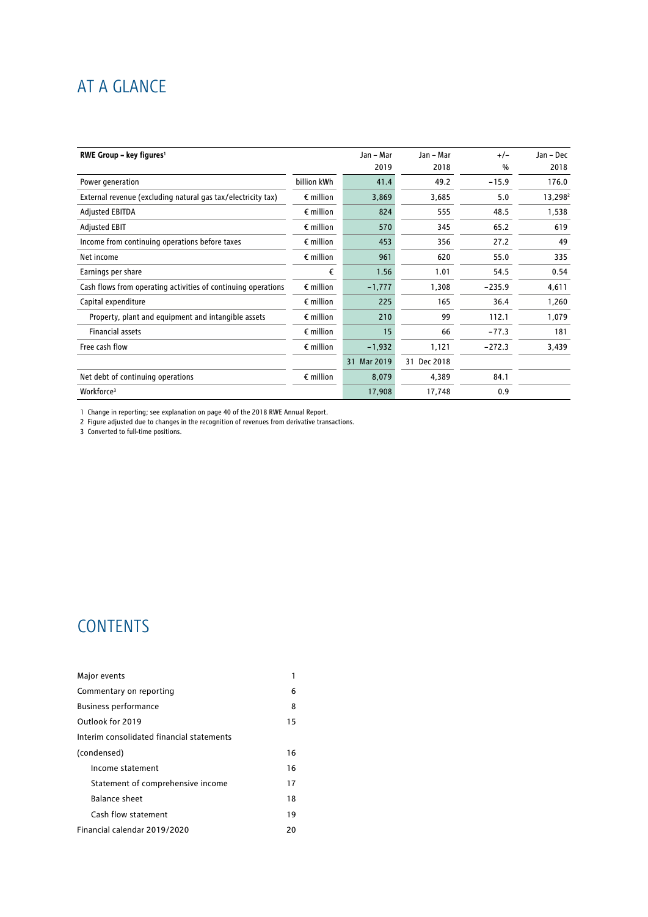# AT A GLANCE

| RWE Group – key figures[1] | | Jan – Mar 2019 | Jan – Mar 2018 | +/– % | Jan – Dec 2018 |
|---|---|---|---|---|---|
| Power generation | billion kWh | 41.4 | 49.2 | –15.9 | 176.0 |
| External revenue (excluding natural gas tax/electricity tax) | € million | 3,869 | 3,685 | 5.0 | 13,298[2] |
| Adjusted EBITDA | € million | 824 | 555 | 48.5 | 1,538 |
| Adjusted EBIT | € million | 570 | 345 | 65.2 | 619 |
| Income from continuing operations before taxes | € million | 453 | 356 | 27.2 | 49 |
| Net income | € million | 961 | 620 | 55.0 | 335 |
| Earnings per share | € | 1.56 | 1.01 | 54.5 | 0.54 |
| Cash flows from operating activities of continuing operations | € million | –1,777 | 1,308 | –235.9 | 4,611 |
| Capital expenditure | € million | 225 | 165 | 36.4 | 1,260 |
| Property, plant and equipment and intangible assets | € million | 210 | 99 | 112.1 | 1,079 |
| Financial assets | € million | 15 | 66 | –77.3 | 181 |
| Free cash flow | € million | –1,932 | 1,121 | –272.3 | 3,439 |
| | | 31 Mar 2019 | 31 Dec 2018 | | |
| Net debt of continuing operations | € million | 8,079 | 4,389 | 84.1 | |
| Workforce[3] | | 17,908 | 17,748 | 0.9 | |

1 Change in reporting; see explanation on page 40 of the 2018 RWE Annual Report.
2 Figure adjusted due to changes in the recognition of revenues from derivative transactions.
3 Converted to full-time positions.

# CONTENTS

| | |
|---|---|
| Major events | 1 |
| Commentary on reporting | 6 |
| Business performance | 8 |
| Outlook for 2019 | 15 |
| Interim consolidated financial statements (condensed) | 16 |
| Income statement | 16 |
| Statement of comprehensive income | 17 |
| Balance sheet | 18 |
| Cash flow statement | 19 |
| Financial calendar 2019/2020 | 20 |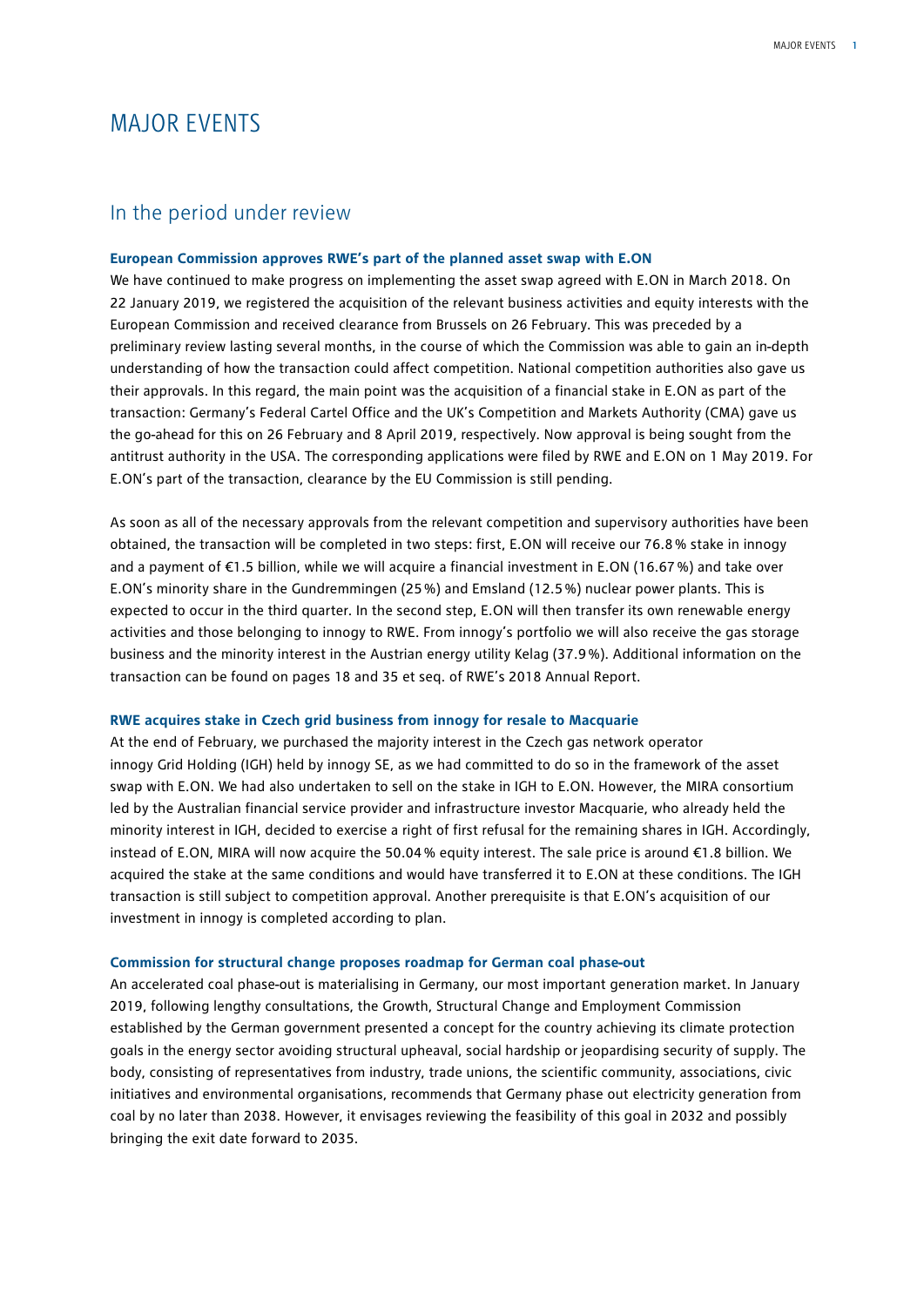# MAJOR EVENTS

## In the period under review

### European Commission approves RWE's part of the planned asset swap with E.ON

We have continued to make progress on implementing the asset swap agreed with E.ON in March 2018. On 22 January 2019, we registered the acquisition of the relevant business activities and equity interests with the European Commission and received clearance from Brussels on 26 February. This was preceded by a preliminary review lasting several months, in the course of which the Commission was able to gain an in-depth understanding of how the transaction could affect competition. National competition authorities also gave us their approvals. In this regard, the main point was the acquisition of a financial stake in E.ON as part of the transaction: Germany's Federal Cartel Office and the UK's Competition and Markets Authority (CMA) gave us the go-ahead for this on 26 February and 8 April 2019, respectively. Now approval is being sought from the antitrust authority in the USA. The corresponding applications were filed by RWE and E.ON on 1 May 2019. For E.ON's part of the transaction, clearance by the EU Commission is still pending.

As soon as all of the necessary approvals from the relevant competition and supervisory authorities have been obtained, the transaction will be completed in two steps: first, E.ON will receive our 76.8 % stake in innogy and a payment of €1.5 billion, while we will acquire a financial investment in E.ON (16.67 %) and take over E.ON's minority share in the Gundremmingen (25 %) and Emsland (12.5 %) nuclear power plants. This is expected to occur in the third quarter. In the second step, E.ON will then transfer its own renewable energy activities and those belonging to innogy to RWE. From innogy's portfolio we will also receive the gas storage business and the minority interest in the Austrian energy utility Kelag (37.9 %). Additional information on the transaction can be found on pages 18 and 35 et seq. of RWE's 2018 Annual Report.

### RWE acquires stake in Czech grid business from innogy for resale to Macquarie

At the end of February, we purchased the majority interest in the Czech gas network operator innogy Grid Holding (IGH) held by innogy SE, as we had committed to do so in the framework of the asset swap with E.ON. We had also undertaken to sell on the stake in IGH to E.ON. However, the MIRA consortium led by the Australian financial service provider and infrastructure investor Macquarie, who already held the minority interest in IGH, decided to exercise a right of first refusal for the remaining shares in IGH. Accordingly, instead of E.ON, MIRA will now acquire the 50.04 % equity interest. The sale price is around €1.8 billion. We acquired the stake at the same conditions and would have transferred it to E.ON at these conditions. The IGH transaction is still subject to competition approval. Another prerequisite is that E.ON's acquisition of our investment in innogy is completed according to plan.

### Commission for structural change proposes roadmap for German coal phase-out

An accelerated coal phase-out is materialising in Germany, our most important generation market. In January 2019, following lengthy consultations, the Growth, Structural Change and Employment Commission established by the German government presented a concept for the country achieving its climate protection goals in the energy sector avoiding structural upheaval, social hardship or jeopardising security of supply. The body, consisting of representatives from industry, trade unions, the scientific community, associations, civic initiatives and environmental organisations, recommends that Germany phase out electricity generation from coal by no later than 2038. However, it envisages reviewing the feasibility of this goal in 2032 and possibly bringing the exit date forward to 2035.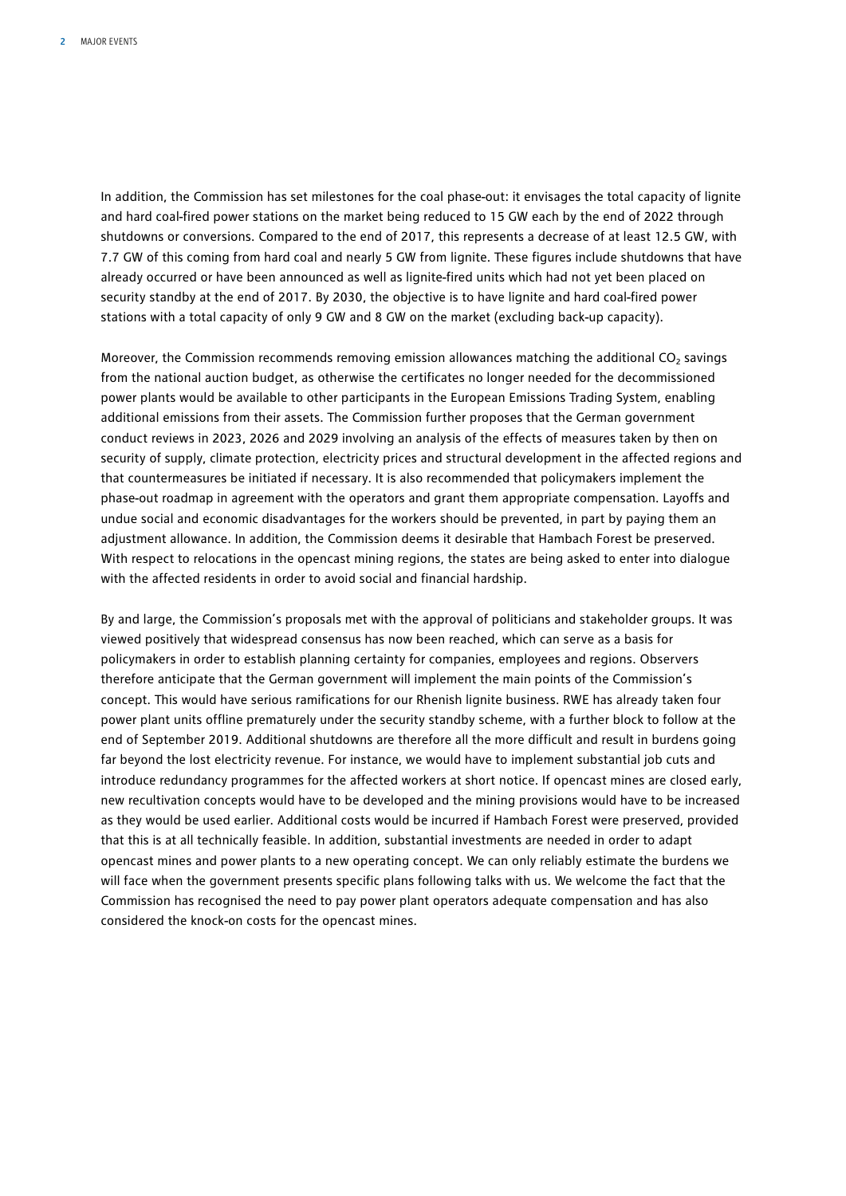In addition, the Commission has set milestones for the coal phase-out: it envisages the total capacity of lignite and hard coal-fired power stations on the market being reduced to 15 GW each by the end of 2022 through shutdowns or conversions. Compared to the end of 2017, this represents a decrease of at least 12.5 GW, with 7.7 GW of this coming from hard coal and nearly 5 GW from lignite. These figures include shutdowns that have already occurred or have been announced as well as lignite-fired units which had not yet been placed on security standby at the end of 2017. By 2030, the objective is to have lignite and hard coal-fired power stations with a total capacity of only 9 GW and 8 GW on the market (excluding back-up capacity).

Moreover, the Commission recommends removing emission allowances matching the additional $CO_2$ savings from the national auction budget, as otherwise the certificates no longer needed for the decommissioned power plants would be available to other participants in the European Emissions Trading System, enabling additional emissions from their assets. The Commission further proposes that the German government conduct reviews in 2023, 2026 and 2029 involving an analysis of the effects of measures taken by then on security of supply, climate protection, electricity prices and structural development in the affected regions and that countermeasures be initiated if necessary. It is also recommended that policymakers implement the phase-out roadmap in agreement with the operators and grant them appropriate compensation. Layoffs and undue social and economic disadvantages for the workers should be prevented, in part by paying them an adjustment allowance. In addition, the Commission deems it desirable that Hambach Forest be preserved. With respect to relocations in the opencast mining regions, the states are being asked to enter into dialogue with the affected residents in order to avoid social and financial hardship.

By and large, the Commission's proposals met with the approval of politicians and stakeholder groups. It was viewed positively that widespread consensus has now been reached, which can serve as a basis for policymakers in order to establish planning certainty for companies, employees and regions. Observers therefore anticipate that the German government will implement the main points of the Commission's concept. This would have serious ramifications for our Rhenish lignite business. RWE has already taken four power plant units offline prematurely under the security standby scheme, with a further block to follow at the end of September 2019. Additional shutdowns are therefore all the more difficult and result in burdens going far beyond the lost electricity revenue. For instance, we would have to implement substantial job cuts and introduce redundancy programmes for the affected workers at short notice. If opencast mines are closed early, new recultivation concepts would have to be developed and the mining provisions would have to be increased as they would be used earlier. Additional costs would be incurred if Hambach Forest were preserved, provided that this is at all technically feasible. In addition, substantial investments are needed in order to adapt opencast mines and power plants to a new operating concept. We can only reliably estimate the burdens we will face when the government presents specific plans following talks with us. We welcome the fact that the Commission has recognised the need to pay power plant operators adequate compensation and has also considered the knock-on costs for the opencast mines.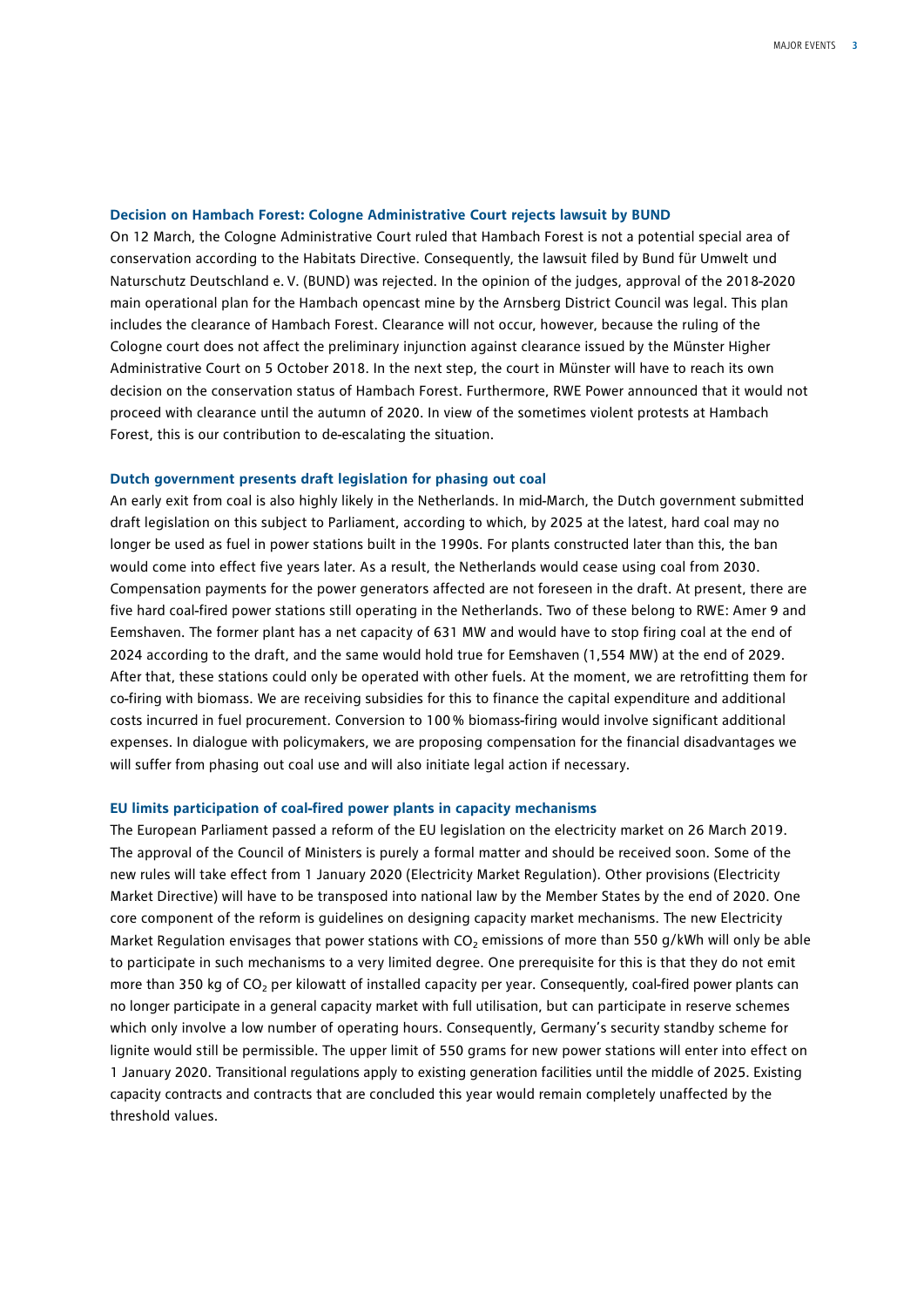### Decision on Hambach Forest: Cologne Administrative Court rejects lawsuit by BUND

On 12 March, the Cologne Administrative Court ruled that Hambach Forest is not a potential special area of conservation according to the Habitats Directive. Consequently, the lawsuit filed by Bund für Umwelt und Naturschutz Deutschland e. V. (BUND) was rejected. In the opinion of the judges, approval of the 2018-2020 main operational plan for the Hambach opencast mine by the Arnsberg District Council was legal. This plan includes the clearance of Hambach Forest. Clearance will not occur, however, because the ruling of the Cologne court does not affect the preliminary injunction against clearance issued by the Münster Higher Administrative Court on 5 October 2018. In the next step, the court in Münster will have to reach its own decision on the conservation status of Hambach Forest. Furthermore, RWE Power announced that it would not proceed with clearance until the autumn of 2020. In view of the sometimes violent protests at Hambach Forest, this is our contribution to de-escalating the situation.

### Dutch government presents draft legislation for phasing out coal

An early exit from coal is also highly likely in the Netherlands. In mid-March, the Dutch government submitted draft legislation on this subject to Parliament, according to which, by 2025 at the latest, hard coal may no longer be used as fuel in power stations built in the 1990s. For plants constructed later than this, the ban would come into effect five years later. As a result, the Netherlands would cease using coal from 2030. Compensation payments for the power generators affected are not foreseen in the draft. At present, there are five hard coal-fired power stations still operating in the Netherlands. Two of these belong to RWE: Amer 9 and Eemshaven. The former plant has a net capacity of 631 MW and would have to stop firing coal at the end of 2024 according to the draft, and the same would hold true for Eemshaven (1,554 MW) at the end of 2029. After that, these stations could only be operated with other fuels. At the moment, we are retrofitting them for co-firing with biomass. We are receiving subsidies for this to finance the capital expenditure and additional costs incurred in fuel procurement. Conversion to 100 % biomass-firing would involve significant additional expenses. In dialogue with policymakers, we are proposing compensation for the financial disadvantages we will suffer from phasing out coal use and will also initiate legal action if necessary.

### EU limits participation of coal-fired power plants in capacity mechanisms

The European Parliament passed a reform of the EU legislation on the electricity market on 26 March 2019. The approval of the Council of Ministers is purely a formal matter and should be received soon. Some of the new rules will take effect from 1 January 2020 (Electricity Market Regulation). Other provisions (Electricity Market Directive) will have to be transposed into national law by the Member States by the end of 2020. One core component of the reform is guidelines on designing capacity market mechanisms. The new Electricity Market Regulation envisages that power stations with $CO_2$ emissions of more than 550 g/kWh will only be able to participate in such mechanisms to a very limited degree. One prerequisite for this is that they do not emit more than 350 kg of $CO_2$ per kilowatt of installed capacity per year. Consequently, coal-fired power plants can no longer participate in a general capacity market with full utilisation, but can participate in reserve schemes which only involve a low number of operating hours. Consequently, Germany's security standby scheme for lignite would still be permissible. The upper limit of 550 grams for new power stations will enter into effect on 1 January 2020. Transitional regulations apply to existing generation facilities until the middle of 2025. Existing capacity contracts and contracts that are concluded this year would remain completely unaffected by the threshold values.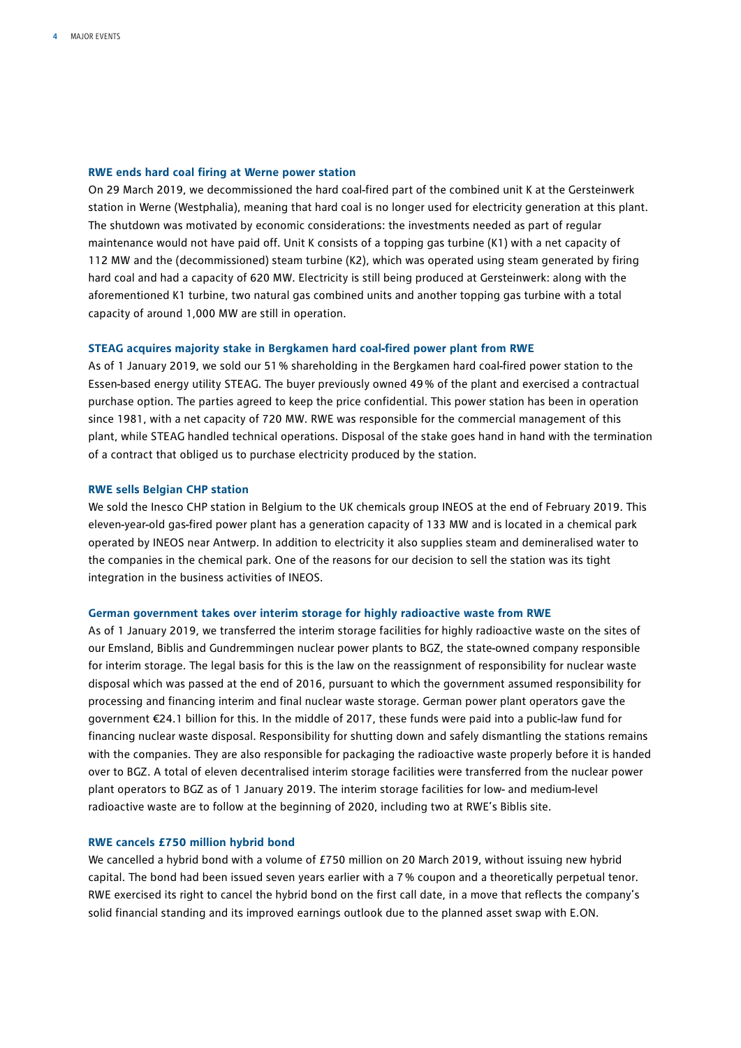### RWE ends hard coal firing at Werne power station

On 29 March 2019, we decommissioned the hard coal-fired part of the combined unit K at the Gersteinwerk station in Werne (Westphalia), meaning that hard coal is no longer used for electricity generation at this plant. The shutdown was motivated by economic considerations: the investments needed as part of regular maintenance would not have paid off. Unit K consists of a topping gas turbine (K1) with a net capacity of 112 MW and the (decommissioned) steam turbine (K2), which was operated using steam generated by firing hard coal and had a capacity of 620 MW. Electricity is still being produced at Gersteinwerk: along with the aforementioned K1 turbine, two natural gas combined units and another topping gas turbine with a total capacity of around 1,000 MW are still in operation.

### STEAG acquires majority stake in Bergkamen hard coal-fired power plant from RWE

As of 1 January 2019, we sold our 51 % shareholding in the Bergkamen hard coal-fired power station to the Essen-based energy utility STEAG. The buyer previously owned 49 % of the plant and exercised a contractual purchase option. The parties agreed to keep the price confidential. This power station has been in operation since 1981, with a net capacity of 720 MW. RWE was responsible for the commercial management of this plant, while STEAG handled technical operations. Disposal of the stake goes hand in hand with the termination of a contract that obliged us to purchase electricity produced by the station.

### RWE sells Belgian CHP station

We sold the Inesco CHP station in Belgium to the UK chemicals group INEOS at the end of February 2019. This eleven-year-old gas-fired power plant has a generation capacity of 133 MW and is located in a chemical park operated by INEOS near Antwerp. In addition to electricity it also supplies steam and demineralised water to the companies in the chemical park. One of the reasons for our decision to sell the station was its tight integration in the business activities of INEOS.

### German government takes over interim storage for highly radioactive waste from RWE

As of 1 January 2019, we transferred the interim storage facilities for highly radioactive waste on the sites of our Emsland, Biblis and Gundremmingen nuclear power plants to BGZ, the state-owned company responsible for interim storage. The legal basis for this is the law on the reassignment of responsibility for nuclear waste disposal which was passed at the end of 2016, pursuant to which the government assumed responsibility for processing and financing interim and final nuclear waste storage. German power plant operators gave the government €24.1 billion for this. In the middle of 2017, these funds were paid into a public-law fund for financing nuclear waste disposal. Responsibility for shutting down and safely dismantling the stations remains with the companies. They are also responsible for packaging the radioactive waste properly before it is handed over to BGZ. A total of eleven decentralised interim storage facilities were transferred from the nuclear power plant operators to BGZ as of 1 January 2019. The interim storage facilities for low- and medium-level radioactive waste are to follow at the beginning of 2020, including two at RWE's Biblis site.

### RWE cancels £750 million hybrid bond

We cancelled a hybrid bond with a volume of £750 million on 20 March 2019, without issuing new hybrid capital. The bond had been issued seven years earlier with a 7 % coupon and a theoretically perpetual tenor. RWE exercised its right to cancel the hybrid bond on the first call date, in a move that reflects the company's solid financial standing and its improved earnings outlook due to the planned asset swap with E.ON.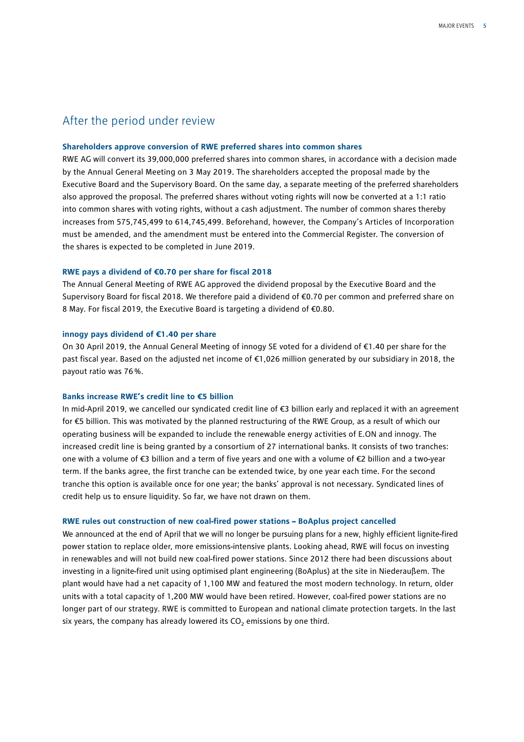## After the period under review

### Shareholders approve conversion of RWE preferred shares into common shares

RWE AG will convert its 39,000,000 preferred shares into common shares, in accordance with a decision made by the Annual General Meeting on 3 May 2019. The shareholders accepted the proposal made by the Executive Board and the Supervisory Board. On the same day, a separate meeting of the preferred shareholders also approved the proposal. The preferred shares without voting rights will now be converted at a 1:1 ratio into common shares with voting rights, without a cash adjustment. The number of common shares thereby increases from 575,745,499 to 614,745,499. Beforehand, however, the Company's Articles of Incorporation must be amended, and the amendment must be entered into the Commercial Register. The conversion of the shares is expected to be completed in June 2019.

### RWE pays a dividend of €0.70 per share for fiscal 2018

The Annual General Meeting of RWE AG approved the dividend proposal by the Executive Board and the Supervisory Board for fiscal 2018. We therefore paid a dividend of €0.70 per common and preferred share on 8 May. For fiscal 2019, the Executive Board is targeting a dividend of €0.80.

### innogy pays dividend of €1.40 per share

On 30 April 2019, the Annual General Meeting of innogy SE voted for a dividend of €1.40 per share for the past fiscal year. Based on the adjusted net income of €1,026 million generated by our subsidiary in 2018, the payout ratio was 76 %.

### Banks increase RWE's credit line to €5 billion

In mid-April 2019, we cancelled our syndicated credit line of €3 billion early and replaced it with an agreement for €5 billion. This was motivated by the planned restructuring of the RWE Group, as a result of which our operating business will be expanded to include the renewable energy activities of E.ON and innogy. The increased credit line is being granted by a consortium of 27 international banks. It consists of two tranches: one with a volume of €3 billion and a term of five years and one with a volume of €2 billion and a two-year term. If the banks agree, the first tranche can be extended twice, by one year each time. For the second tranche this option is available once for one year; the banks' approval is not necessary. Syndicated lines of credit help us to ensure liquidity. So far, we have not drawn on them.

### RWE rules out construction of new coal-fired power stations – BoAplus project cancelled

We announced at the end of April that we will no longer be pursuing plans for a new, highly efficient lignite-fired power station to replace older, more emissions-intensive plants. Looking ahead, RWE will focus on investing in renewables and will not build new coal-fired power stations. Since 2012 there had been discussions about investing in a lignite-fired unit using optimised plant engineering (BoAplus) at the site in Niederaußem. The plant would have had a net capacity of 1,100 MW and featured the most modern technology. In return, older units with a total capacity of 1,200 MW would have been retired. However, coal-fired power stations are no longer part of our strategy. RWE is committed to European and national climate protection targets. In the last six years, the company has already lowered its $CO_2$ emissions by one third.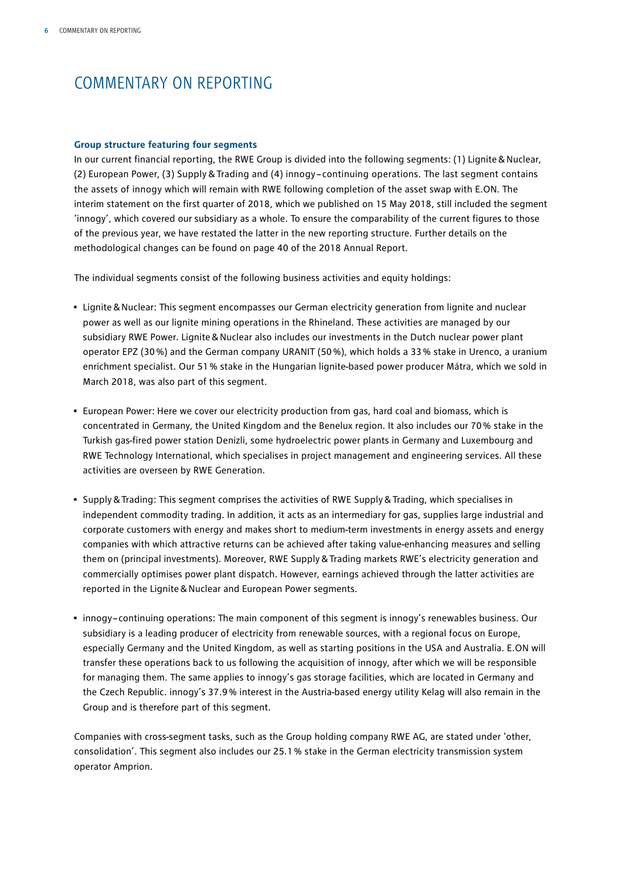# COMMENTARY ON REPORTING

### Group structure featuring four segments

In our current financial reporting, the RWE Group is divided into the following segments: (1) Lignite & Nuclear, (2) European Power, (3) Supply & Trading and (4) innogy – continuing operations. The last segment contains the assets of innogy which will remain with RWE following completion of the asset swap with E.ON. The interim statement on the first quarter of 2018, which we published on 15 May 2018, still included the segment 'innogy', which covered our subsidiary as a whole. To ensure the comparability of the current figures to those of the previous year, we have restated the latter in the new reporting structure. Further details on the methodological changes can be found on page 40 of the 2018 Annual Report.

The individual segments consist of the following business activities and equity holdings:

- Lignite & Nuclear: This segment encompasses our German electricity generation from lignite and nuclear power as well as our lignite mining operations in the Rhineland. These activities are managed by our subsidiary RWE Power. Lignite & Nuclear also includes our investments in the Dutch nuclear power plant operator EPZ (30 %) and the German company URANIT (50 %), which holds a 33 % stake in Urenco, a uranium enrichment specialist. Our 51 % stake in the Hungarian lignite-based power producer Mátra, which we sold in March 2018, was also part of this segment.
- European Power: Here we cover our electricity production from gas, hard coal and biomass, which is concentrated in Germany, the United Kingdom and the Benelux region. It also includes our 70 % stake in the Turkish gas-fired power station Denizli, some hydroelectric power plants in Germany and Luxembourg and RWE Technology International, which specialises in project management and engineering services. All these activities are overseen by RWE Generation.
- Supply & Trading: This segment comprises the activities of RWE Supply & Trading, which specialises in independent commodity trading. In addition, it acts as an intermediary for gas, supplies large industrial and corporate customers with energy and makes short to medium-term investments in energy assets and energy companies with which attractive returns can be achieved after taking value-enhancing measures and selling them on (principal investments). Moreover, RWE Supply & Trading markets RWE's electricity generation and commercially optimises power plant dispatch. However, earnings achieved through the latter activities are reported in the Lignite & Nuclear and European Power segments.
- innogy – continuing operations: The main component of this segment is innogy's renewables business. Our subsidiary is a leading producer of electricity from renewable sources, with a regional focus on Europe, especially Germany and the United Kingdom, as well as starting positions in the USA and Australia. E.ON will transfer these operations back to us following the acquisition of innogy, after which we will be responsible for managing them. The same applies to innogy's gas storage facilities, which are located in Germany and the Czech Republic. innogy's 37.9 % interest in the Austria-based energy utility Kelag will also remain in the Group and is therefore part of this segment.

Companies with cross-segment tasks, such as the Group holding company RWE AG, are stated under 'other, consolidation'. This segment also includes our 25.1 % stake in the German electricity transmission system operator Amprion.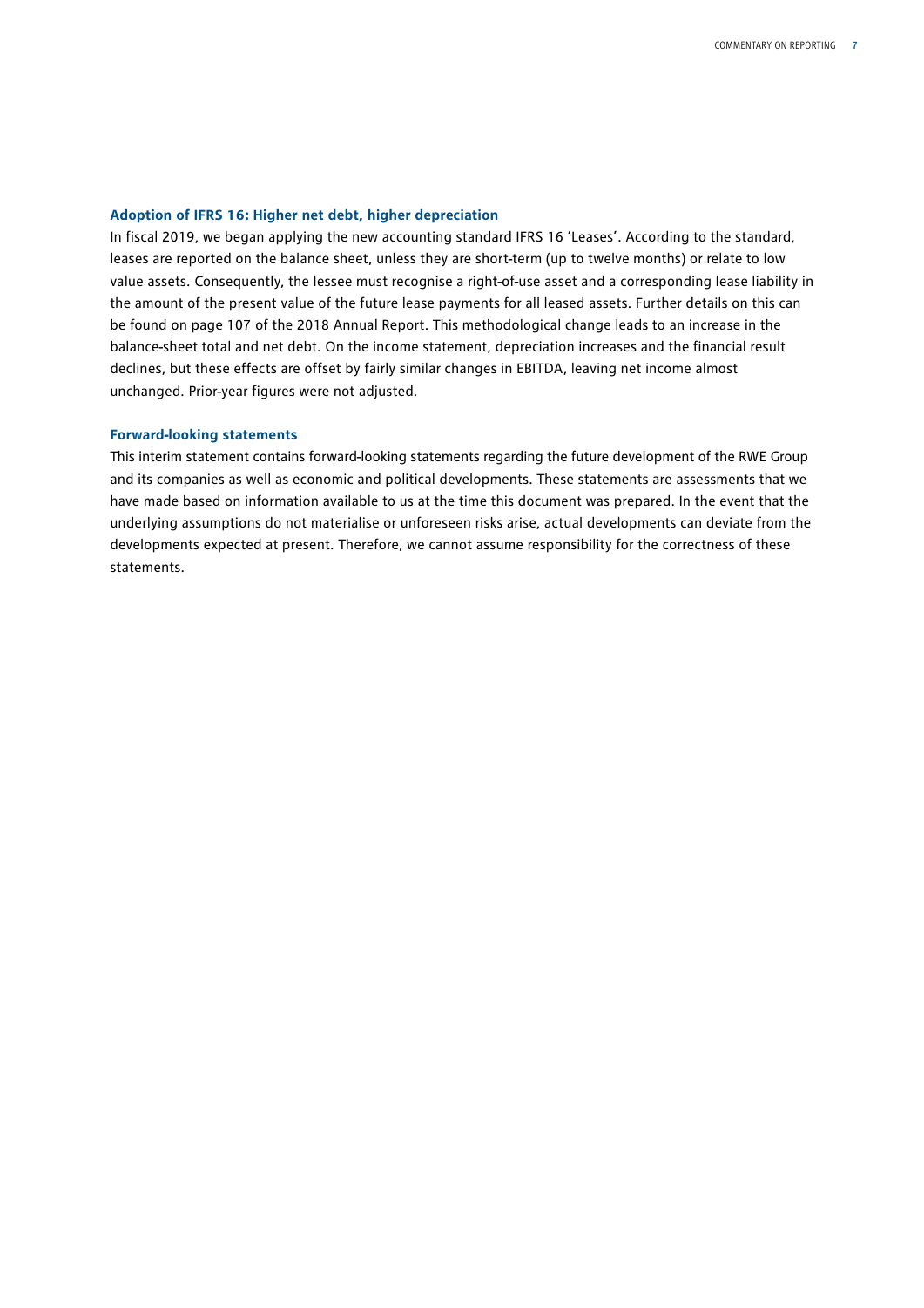### Adoption of IFRS 16: Higher net debt, higher depreciation

In fiscal 2019, we began applying the new accounting standard IFRS 16 'Leases'. According to the standard, leases are reported on the balance sheet, unless they are short-term (up to twelve months) or relate to low value assets. Consequently, the lessee must recognise a right-of-use asset and a corresponding lease liability in the amount of the present value of the future lease payments for all leased assets. Further details on this can be found on page 107 of the 2018 Annual Report. This methodological change leads to an increase in the balance-sheet total and net debt. On the income statement, depreciation increases and the financial result declines, but these effects are offset by fairly similar changes in EBITDA, leaving net income almost unchanged. Prior-year figures were not adjusted.

### Forward-looking statements

This interim statement contains forward-looking statements regarding the future development of the RWE Group and its companies as well as economic and political developments. These statements are assessments that we have made based on information available to us at the time this document was prepared. In the event that the underlying assumptions do not materialise or unforeseen risks arise, actual developments can deviate from the developments expected at present. Therefore, we cannot assume responsibility for the correctness of these statements.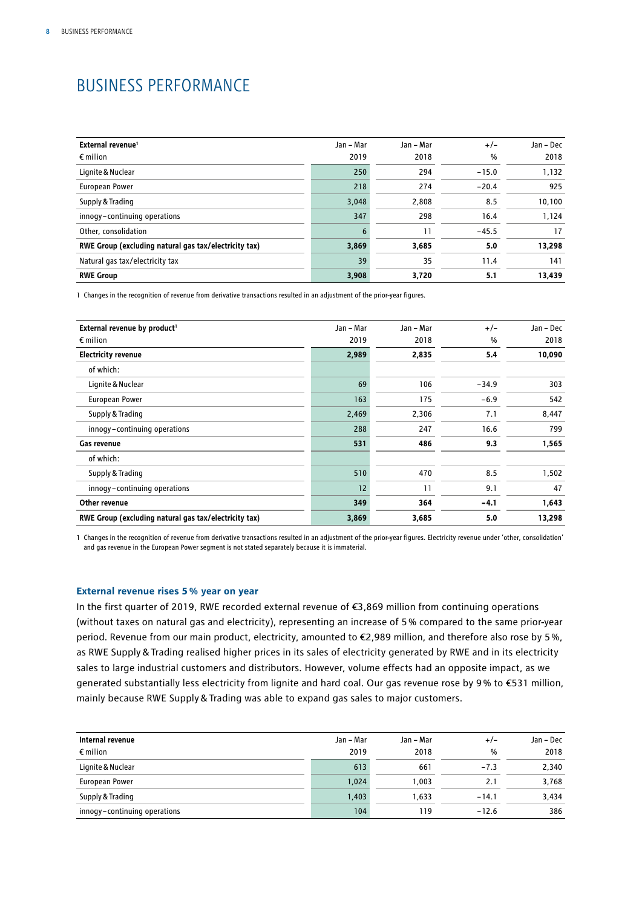# BUSINESS PERFORMANCE

| External revenue[1] € million | Jan – Mar 2019 | Jan – Mar 2018 | +/– % | Jan – Dec 2018 |
|---|---|---|---|---|
| Lignite & Nuclear | 250 | 294 | −15.0 | 1,132 |
| European Power | 218 | 274 | −20.4 | 925 |
| Supply & Trading | 3,048 | 2,808 | 8.5 | 10,100 |
| innogy – continuing operations | 347 | 298 | 16.4 | 1,124 |
| Other, consolidation | 6 | 11 | −45.5 | 17 |
| **RWE Group (excluding natural gas tax/electricity tax)** | **3,869** | **3,685** | **5.0** | **13,298** |
| Natural gas tax/electricity tax | 39 | 35 | 11.4 | 141 |
| **RWE Group** | **3,908** | **3,720** | **5.1** | **13,439** |

1 Changes in the recognition of revenue from derivative transactions resulted in an adjustment of the prior-year figures.

| External revenue by product[1] € million | Jan – Mar 2019 | Jan – Mar 2018 | +/– % | Jan – Dec 2018 |
|---|---|---|---|---|
| **Electricity revenue** | **2,989** | **2,835** | **5.4** | **10,090** |
| of which: | | | | |
| Lignite & Nuclear | 69 | 106 | −34.9 | 303 |
| European Power | 163 | 175 | −6.9 | 542 |
| Supply & Trading | 2,469 | 2,306 | 7.1 | 8,447 |
| innogy – continuing operations | 288 | 247 | 16.6 | 799 |
| **Gas revenue** | **531** | **486** | **9.3** | **1,565** |
| of which: | | | | |
| Supply & Trading | 510 | 470 | 8.5 | 1,502 |
| innogy – continuing operations | 12 | 11 | 9.1 | 47 |
| **Other revenue** | **349** | **364** | **−4.1** | **1,643** |
| **RWE Group (excluding natural gas tax/electricity tax)** | **3,869** | **3,685** | **5.0** | **13,298** |

1 Changes in the recognition of revenue from derivative transactions resulted in an adjustment of the prior-year figures. Electricity revenue under 'other, consolidation' and gas revenue in the European Power segment is not stated separately because it is immaterial.

### External revenue rises 5 % year on year

In the first quarter of 2019, RWE recorded external revenue of €3,869 million from continuing operations (without taxes on natural gas and electricity), representing an increase of 5 % compared to the same prior-year period. Revenue from our main product, electricity, amounted to €2,989 million, and therefore also rose by 5 %, as RWE Supply & Trading realised higher prices in its sales of electricity generated by RWE and in its electricity sales to large industrial customers and distributors. However, volume effects had an opposite impact, as we generated substantially less electricity from lignite and hard coal. Our gas revenue rose by 9 % to €531 million, mainly because RWE Supply & Trading was able to expand gas sales to major customers.

| Internal revenue € million | Jan – Mar 2019 | Jan – Mar 2018 | +/– % | Jan – Dec 2018 |
|---|---|---|---|---|
| Lignite & Nuclear | 613 | 661 | −7.3 | 2,340 |
| European Power | 1,024 | 1,003 | 2.1 | 3,768 |
| Supply & Trading | 1,403 | 1,633 | −14.1 | 3,434 |
| innogy – continuing operations | 104 | 119 | −12.6 | 386 |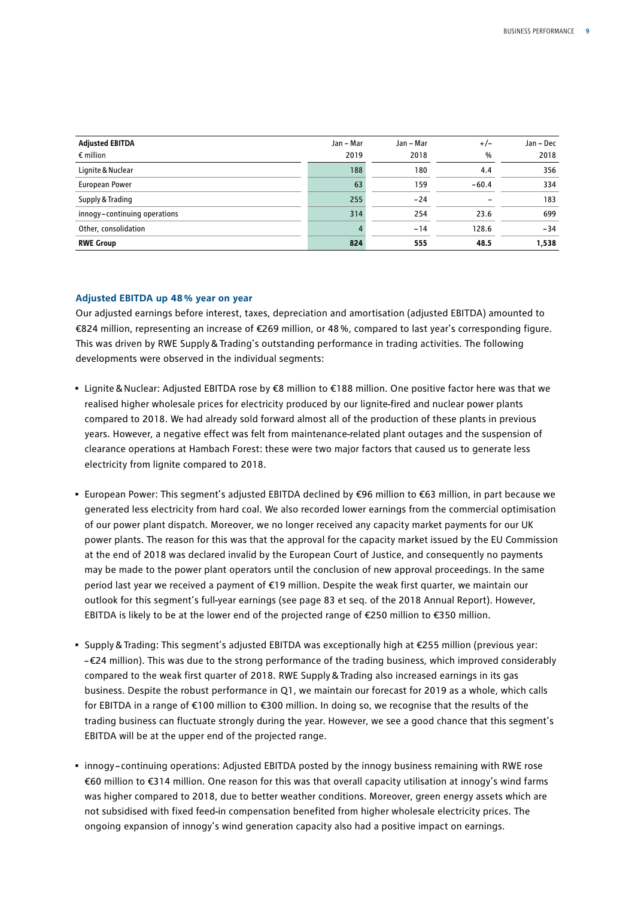| Adjusted EBITDA<br>€ million | Jan – Mar<br>2019 | Jan – Mar<br>2018 | +/–<br>% | Jan – Dec<br>2018 |
|---|---|---|---|---|
| Lignite & Nuclear | 188 | 180 | 4.4 | 356 |
| European Power | 63 | 159 | –60.4 | 334 |
| Supply & Trading | 255 | –24 | – | 183 |
| innogy – continuing operations | 314 | 254 | 23.6 | 699 |
| Other, consolidation | 4 | –14 | 128.6 | –34 |
| **RWE Group** | **824** | **555** | **48.5** | **1,538** |

### Adjusted EBITDA up 48% year on year

Our adjusted earnings before interest, taxes, depreciation and amortisation (adjusted EBITDA) amounted to €824 million, representing an increase of €269 million, or 48%, compared to last year's corresponding figure. This was driven by RWE Supply & Trading's outstanding performance in trading activities. The following developments were observed in the individual segments:

- Lignite & Nuclear: Adjusted EBITDA rose by €8 million to €188 million. One positive factor here was that we realised higher wholesale prices for electricity produced by our lignite-fired and nuclear power plants compared to 2018. We had already sold forward almost all of the production of these plants in previous years. However, a negative effect was felt from maintenance-related plant outages and the suspension of clearance operations at Hambach Forest: these were two major factors that caused us to generate less electricity from lignite compared to 2018.

- European Power: This segment's adjusted EBITDA declined by €96 million to €63 million, in part because we generated less electricity from hard coal. We also recorded lower earnings from the commercial optimisation of our power plant dispatch. Moreover, we no longer received any capacity market payments for our UK power plants. The reason for this was that the approval for the capacity market issued by the EU Commission at the end of 2018 was declared invalid by the European Court of Justice, and consequently no payments may be made to the power plant operators until the conclusion of new approval proceedings. In the same period last year we received a payment of €19 million. Despite the weak first quarter, we maintain our outlook for this segment's full-year earnings (see page 83 et seq. of the 2018 Annual Report). However, EBITDA is likely to be at the lower end of the projected range of €250 million to €350 million.

- Supply & Trading: This segment's adjusted EBITDA was exceptionally high at €255 million (previous year: –€24 million). This was due to the strong performance of the trading business, which improved considerably compared to the weak first quarter of 2018. RWE Supply & Trading also increased earnings in its gas business. Despite the robust performance in Q1, we maintain our forecast for 2019 as a whole, which calls for EBITDA in a range of €100 million to €300 million. In doing so, we recognise that the results of the trading business can fluctuate strongly during the year. However, we see a good chance that this segment's EBITDA will be at the upper end of the projected range.

- innogy – continuing operations: Adjusted EBITDA posted by the innogy business remaining with RWE rose €60 million to €314 million. One reason for this was that overall capacity utilisation at innogy's wind farms was higher compared to 2018, due to better weather conditions. Moreover, green energy assets which are not subsidised with fixed feed-in compensation benefited from higher wholesale electricity prices. The ongoing expansion of innogy's wind generation capacity also had a positive impact on earnings.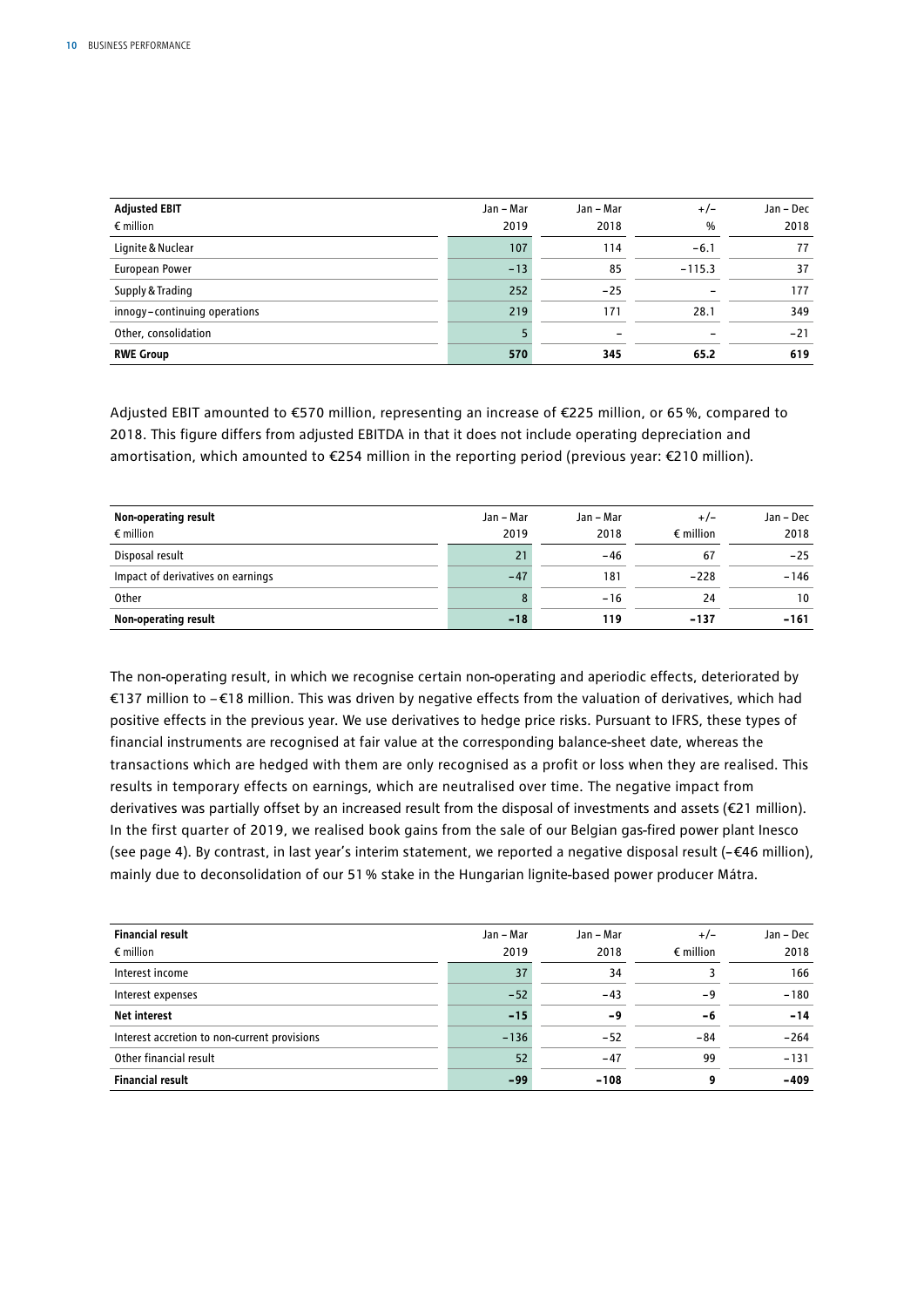| Adjusted EBIT<br>€ million | Jan – Mar<br>2019 | Jan – Mar<br>2018 | +/–<br>% | Jan – Dec<br>2018 |
|---|---|---|---|---|
| Lignite & Nuclear | 107 | 114 | −6.1 | 77 |
| European Power | −13 | 85 | −115.3 | 37 |
| Supply & Trading | 252 | −25 | – | 177 |
| innogy – continuing operations | 219 | 171 | 28.1 | 349 |
| Other, consolidation | 5 | – | – | −21 |
| **RWE Group** | **570** | **345** | **65.2** | **619** |

Adjusted EBIT amounted to €570 million, representing an increase of €225 million, or 65 %, compared to 2018. This figure differs from adjusted EBITDA in that it does not include operating depreciation and amortisation, which amounted to €254 million in the reporting period (previous year: €210 million).

| Non-operating result<br>€ million | Jan – Mar<br>2019 | Jan – Mar<br>2018 | +/–<br>€ million | Jan – Dec<br>2018 |
|---|---|---|---|---|
| Disposal result | 21 | −46 | 67 | −25 |
| Impact of derivatives on earnings | −47 | 181 | −228 | −146 |
| Other | 8 | −16 | 24 | 10 |
| **Non-operating result** | **−18** | **119** | **−137** | **−161** |

The non-operating result, in which we recognise certain non-operating and aperiodic effects, deteriorated by €137 million to −€18 million. This was driven by negative effects from the valuation of derivatives, which had positive effects in the previous year. We use derivatives to hedge price risks. Pursuant to IFRS, these types of financial instruments are recognised at fair value at the corresponding balance-sheet date, whereas the transactions which are hedged with them are only recognised as a profit or loss when they are realised. This results in temporary effects on earnings, which are neutralised over time. The negative impact from derivatives was partially offset by an increased result from the disposal of investments and assets (€21 million). In the first quarter of 2019, we realised book gains from the sale of our Belgian gas-fired power plant Inesco (see page 4). By contrast, in last year's interim statement, we reported a negative disposal result (−€46 million), mainly due to deconsolidation of our 51 % stake in the Hungarian lignite-based power producer Mátra.

| Financial result<br>€ million | Jan – Mar<br>2019 | Jan – Mar<br>2018 | +/–<br>€ million | Jan – Dec<br>2018 |
|---|---|---|---|---|
| Interest income | 37 | 34 | 3 | 166 |
| Interest expenses | −52 | −43 | −9 | −180 |
| **Net interest** | **−15** | **−9** | **−6** | **−14** |
| Interest accretion to non-current provisions | −136 | −52 | −84 | −264 |
| Other financial result | 52 | −47 | 99 | −131 |
| **Financial result** | **−99** | **−108** | **9** | **−409** |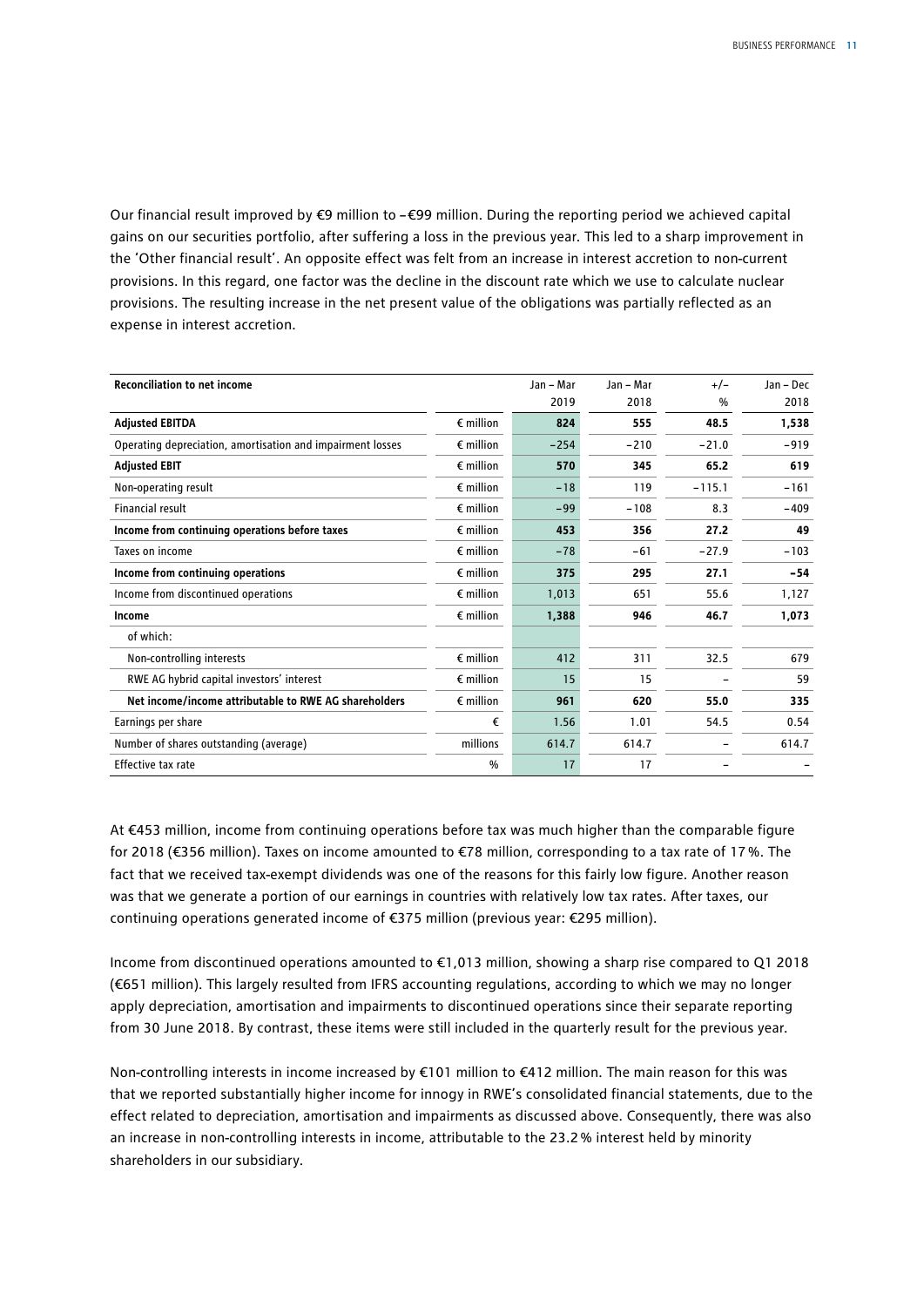Our financial result improved by €9 million to –€99 million. During the reporting period we achieved capital gains on our securities portfolio, after suffering a loss in the previous year. This led to a sharp improvement in the 'Other financial result'. An opposite effect was felt from an increase in interest accretion to non-current provisions. In this regard, one factor was the decline in the discount rate which we use to calculate nuclear provisions. The resulting increase in the net present value of the obligations was partially reflected as an expense in interest accretion.

| **Reconciliation to net income** | | Jan – Mar 2019 | Jan – Mar 2018 | +/– % | Jan – Dec 2018 |
|---|---|---|---|---|---|
| **Adjusted EBITDA** | € million | **824** | **555** | **48.5** | **1,538** |
| Operating depreciation, amortisation and impairment losses | € million | −254 | −210 | −21.0 | −919 |
| **Adjusted EBIT** | € million | **570** | **345** | **65.2** | **619** |
| Non-operating result | € million | −18 | 119 | −115.1 | −161 |
| Financial result | € million | −99 | −108 | 8.3 | −409 |
| **Income from continuing operations before taxes** | € million | **453** | **356** | **27.2** | **49** |
| Taxes on income | € million | −78 | −61 | −27.9 | −103 |
| **Income from continuing operations** | € million | **375** | **295** | **27.1** | **−54** |
| Income from discontinued operations | € million | 1,013 | 651 | 55.6 | 1,127 |
| **Income** | € million | **1,388** | **946** | **46.7** | **1,073** |
| of which: | | | | | |
| Non-controlling interests | € million | 412 | 311 | 32.5 | 679 |
| RWE AG hybrid capital investors' interest | € million | 15 | 15 | – | 59 |
| **Net income/income attributable to RWE AG shareholders** | € million | **961** | **620** | **55.0** | **335** |
| Earnings per share | € | 1.56 | 1.01 | 54.5 | 0.54 |
| Number of shares outstanding (average) | millions | 614.7 | 614.7 | – | 614.7 |
| Effective tax rate | % | 17 | 17 | – | – |

At €453 million, income from continuing operations before tax was much higher than the comparable figure for 2018 (€356 million). Taxes on income amounted to €78 million, corresponding to a tax rate of 17 %. The fact that we received tax-exempt dividends was one of the reasons for this fairly low figure. Another reason was that we generate a portion of our earnings in countries with relatively low tax rates. After taxes, our continuing operations generated income of €375 million (previous year: €295 million).

Income from discontinued operations amounted to €1,013 million, showing a sharp rise compared to Q1 2018 (€651 million). This largely resulted from IFRS accounting regulations, according to which we may no longer apply depreciation, amortisation and impairments to discontinued operations since their separate reporting from 30 June 2018. By contrast, these items were still included in the quarterly result for the previous year.

Non-controlling interests in income increased by €101 million to €412 million. The main reason for this was that we reported substantially higher income for innogy in RWE's consolidated financial statements, due to the effect related to depreciation, amortisation and impairments as discussed above. Consequently, there was also an increase in non-controlling interests in income, attributable to the 23.2 % interest held by minority shareholders in our subsidiary.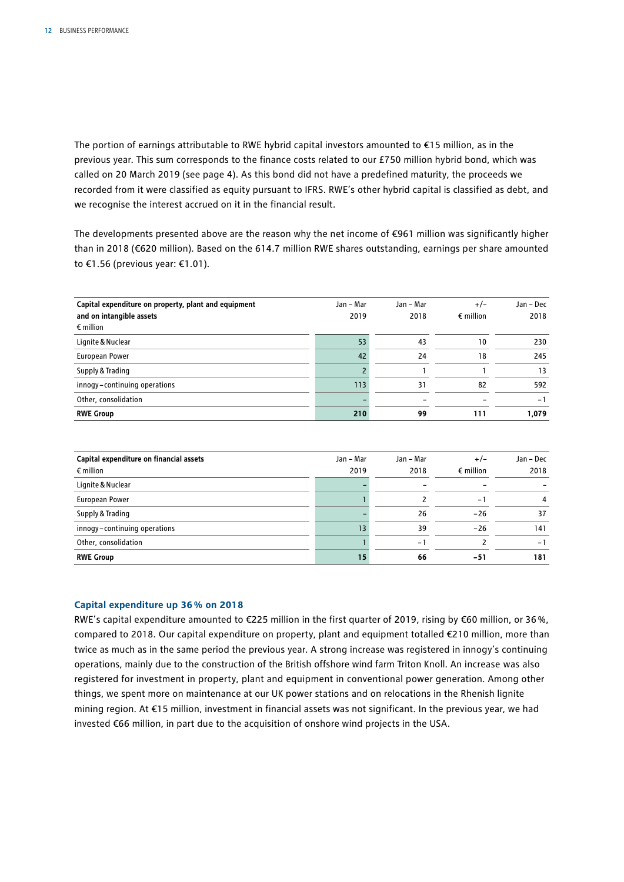The portion of earnings attributable to RWE hybrid capital investors amounted to €15 million, as in the previous year. This sum corresponds to the finance costs related to our £750 million hybrid bond, which was called on 20 March 2019 (see page 4). As this bond did not have a predefined maturity, the proceeds we recorded from it were classified as equity pursuant to IFRS. RWE's other hybrid capital is classified as debt, and we recognise the interest accrued on it in the financial result.

The developments presented above are the reason why the net income of €961 million was significantly higher than in 2018 (€620 million). Based on the 614.7 million RWE shares outstanding, earnings per share amounted to €1.56 (previous year: €1.01).

| **Capital expenditure on property, plant and equipment and on intangible assets** € million | Jan – Mar 2019 | Jan – Mar 2018 | +/– € million | Jan – Dec 2018 |
|---|---|---|---|---|
| Lignite & Nuclear | 53 | 43 | 10 | 230 |
| European Power | 42 | 24 | 18 | 245 |
| Supply & Trading | 2 | 1 | 1 | 13 |
| innogy – continuing operations | 113 | 31 | 82 | 592 |
| Other, consolidation | – | – | – | −1 |
| **RWE Group** | **210** | **99** | **111** | **1,079** |

| **Capital expenditure on financial assets** € million | Jan – Mar 2019 | Jan – Mar 2018 | +/– € million | Jan – Dec 2018 |
|---|---|---|---|---|
| Lignite & Nuclear | – | – | – | – |
| European Power | 1 | 2 | −1 | 4 |
| Supply & Trading | – | 26 | −26 | 37 |
| innogy – continuing operations | 13 | 39 | −26 | 141 |
| Other, consolidation | 1 | −1 | 2 | −1 |
| **RWE Group** | **15** | **66** | **−51** | **181** |

### Capital expenditure up 36 % on 2018

RWE's capital expenditure amounted to €225 million in the first quarter of 2019, rising by €60 million, or 36 %, compared to 2018. Our capital expenditure on property, plant and equipment totalled €210 million, more than twice as much as in the same period the previous year. A strong increase was registered in innogy's continuing operations, mainly due to the construction of the British offshore wind farm Triton Knoll. An increase was also registered for investment in property, plant and equipment in conventional power generation. Among other things, we spent more on maintenance at our UK power stations and on relocations in the Rhenish lignite mining region. At €15 million, investment in financial assets was not significant. In the previous year, we had invested €66 million, in part due to the acquisition of onshore wind projects in the USA.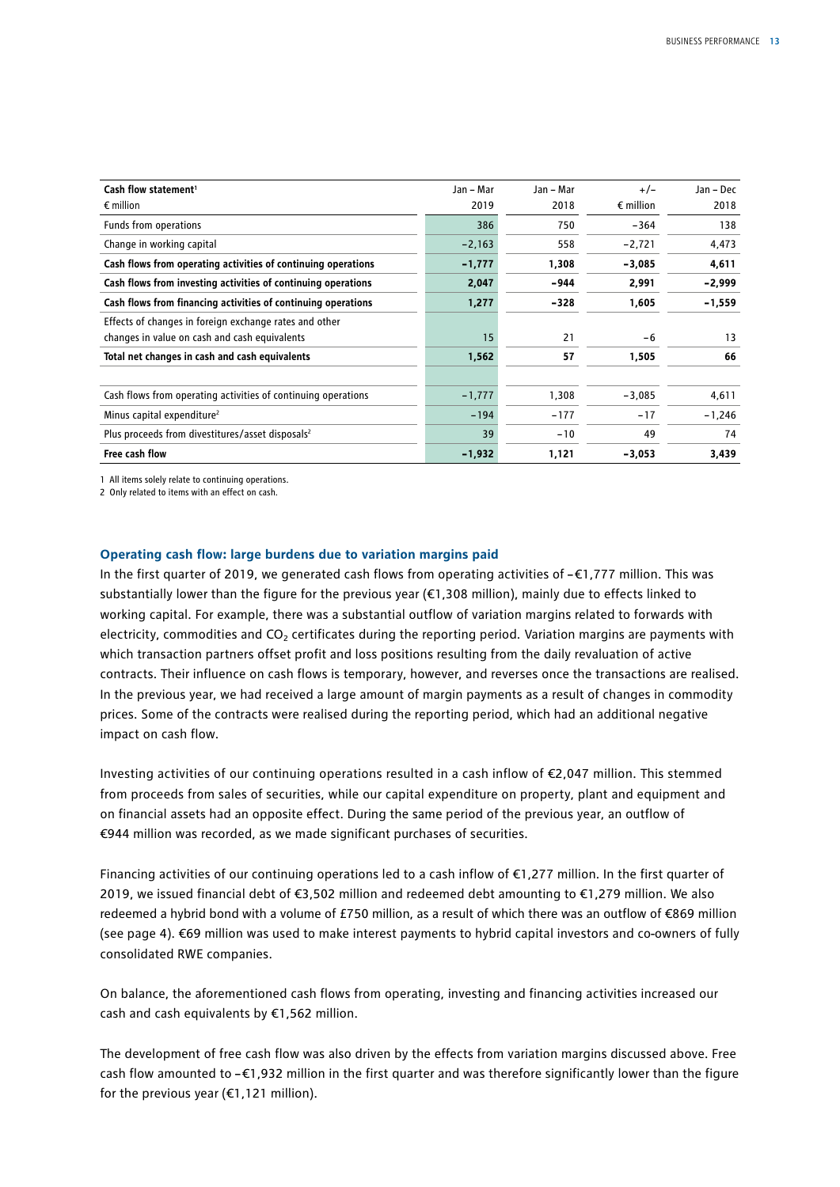| Cash flow statement[1]<br>€ million | Jan – Mar<br>2019 | Jan – Mar<br>2018 | +/–<br>€ million | Jan – Dec<br>2018 |
|---|---|---|---|---|
| Funds from operations | 386 | 750 | −364 | 138 |
| Change in working capital | −2,163 | 558 | −2,721 | 4,473 |
| **Cash flows from operating activities of continuing operations** | **−1,777** | **1,308** | **−3,085** | **4,611** |
| **Cash flows from investing activities of continuing operations** | **2,047** | **−944** | **2,991** | **−2,999** |
| **Cash flows from financing activities of continuing operations** | **1,277** | **−328** | **1,605** | **−1,559** |
| Effects of changes in foreign exchange rates and other changes in value on cash and cash equivalents | 15 | 21 | −6 | 13 |
| **Total net changes in cash and cash equivalents** | **1,562** | **57** | **1,505** | **66** |
| | | | | |
| Cash flows from operating activities of continuing operations | −1,777 | 1,308 | −3,085 | 4,611 |
| Minus capital expenditure[2] | −194 | −177 | −17 | −1,246 |
| Plus proceeds from divestitures/asset disposals[2] | 39 | −10 | 49 | 74 |
| **Free cash flow** | **−1,932** | **1,121** | **−3,053** | **3,439** |

1 All items solely relate to continuing operations.

2 Only related to items with an effect on cash.

### Operating cash flow: large burdens due to variation margins paid

In the first quarter of 2019, we generated cash flows from operating activities of −€1,777 million. This was substantially lower than the figure for the previous year (€1,308 million), mainly due to effects linked to working capital. For example, there was a substantial outflow of variation margins related to forwards with electricity, commodities and $CO_2$ certificates during the reporting period. Variation margins are payments with which transaction partners offset profit and loss positions resulting from the daily revaluation of active contracts. Their influence on cash flows is temporary, however, and reverses once the transactions are realised. In the previous year, we had received a large amount of margin payments as a result of changes in commodity prices. Some of the contracts were realised during the reporting period, which had an additional negative impact on cash flow.

Investing activities of our continuing operations resulted in a cash inflow of €2,047 million. This stemmed from proceeds from sales of securities, while our capital expenditure on property, plant and equipment and on financial assets had an opposite effect. During the same period of the previous year, an outflow of €944 million was recorded, as we made significant purchases of securities.

Financing activities of our continuing operations led to a cash inflow of €1,277 million. In the first quarter of 2019, we issued financial debt of €3,502 million and redeemed debt amounting to €1,279 million. We also redeemed a hybrid bond with a volume of £750 million, as a result of which there was an outflow of €869 million (see page 4). €69 million was used to make interest payments to hybrid capital investors and co-owners of fully consolidated RWE companies.

On balance, the aforementioned cash flows from operating, investing and financing activities increased our cash and cash equivalents by €1,562 million.

The development of free cash flow was also driven by the effects from variation margins discussed above. Free cash flow amounted to −€1,932 million in the first quarter and was therefore significantly lower than the figure for the previous year (€1,121 million).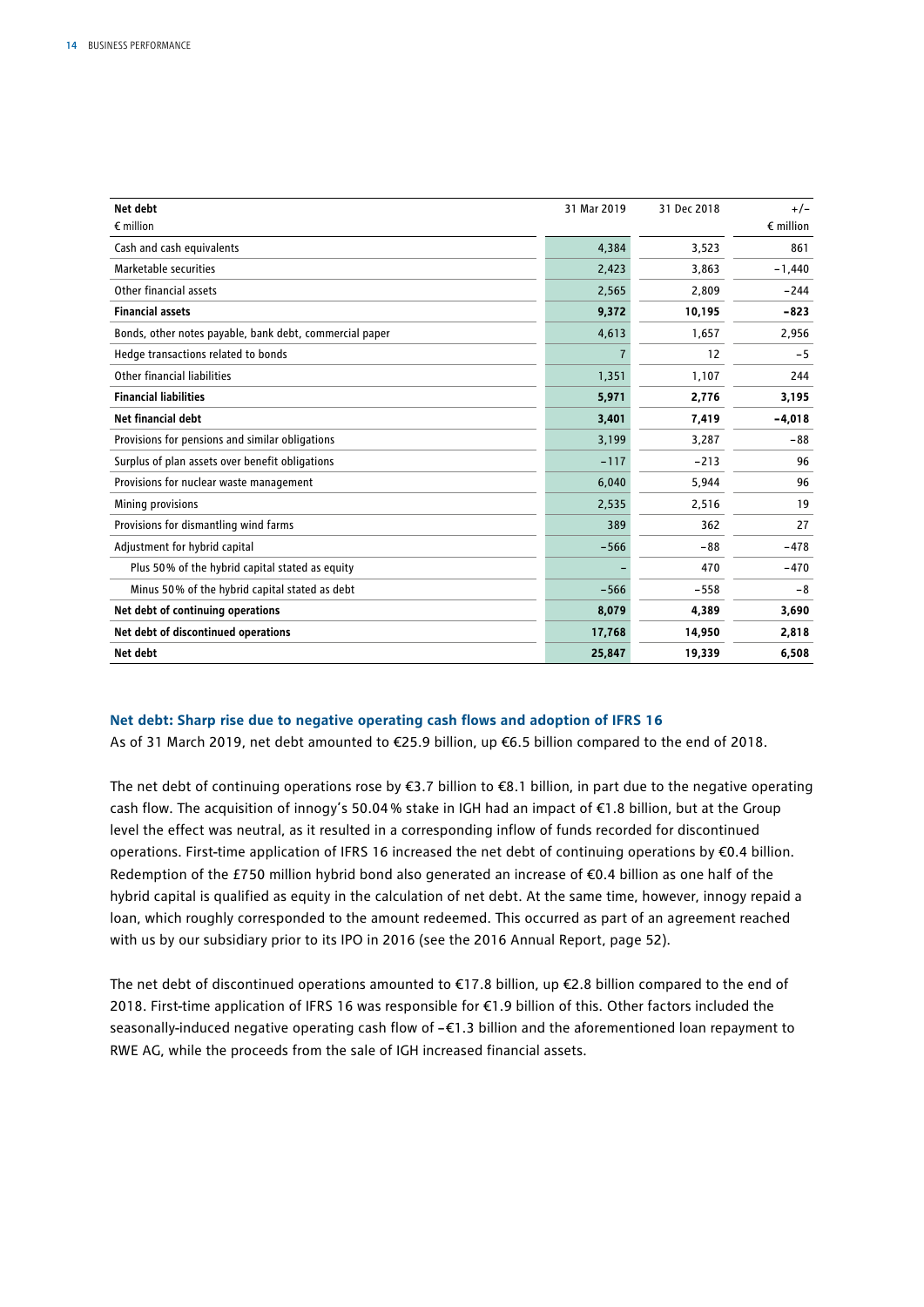| Net debt<br>€ million | 31 Mar 2019 | 31 Dec 2018 | +/–<br>€ million |
|---|---|---|---|
| Cash and cash equivalents | 4,384 | 3,523 | 861 |
| Marketable securities | 2,423 | 3,863 | −1,440 |
| Other financial assets | 2,565 | 2,809 | −244 |
| **Financial assets** | **9,372** | **10,195** | **−823** |
| Bonds, other notes payable, bank debt, commercial paper | 4,613 | 1,657 | 2,956 |
| Hedge transactions related to bonds | 7 | 12 | −5 |
| Other financial liabilities | 1,351 | 1,107 | 244 |
| **Financial liabilities** | **5,971** | **2,776** | **3,195** |
| **Net financial debt** | **3,401** | **7,419** | **−4,018** |
| Provisions for pensions and similar obligations | 3,199 | 3,287 | −88 |
| Surplus of plan assets over benefit obligations | −117 | −213 | 96 |
| Provisions for nuclear waste management | 6,040 | 5,944 | 96 |
| Mining provisions | 2,535 | 2,516 | 19 |
| Provisions for dismantling wind farms | 389 | 362 | 27 |
| Adjustment for hybrid capital | −566 | −88 | −478 |
| Plus 50% of the hybrid capital stated as equity | – | 470 | −470 |
| Minus 50% of the hybrid capital stated as debt | −566 | −558 | −8 |
| **Net debt of continuing operations** | **8,079** | **4,389** | **3,690** |
| **Net debt of discontinued operations** | **17,768** | **14,950** | **2,818** |
| **Net debt** | **25,847** | **19,339** | **6,508** |

## Net debt: Sharp rise due to negative operating cash flows and adoption of IFRS 16

As of 31 March 2019, net debt amounted to €25.9 billion, up €6.5 billion compared to the end of 2018.

The net debt of continuing operations rose by €3.7 billion to €8.1 billion, in part due to the negative operating cash flow. The acquisition of innogy's 50.04% stake in IGH had an impact of €1.8 billion, but at the Group level the effect was neutral, as it resulted in a corresponding inflow of funds recorded for discontinued operations. First-time application of IFRS 16 increased the net debt of continuing operations by €0.4 billion. Redemption of the £750 million hybrid bond also generated an increase of €0.4 billion as one half of the hybrid capital is qualified as equity in the calculation of net debt. At the same time, however, innogy repaid a loan, which roughly corresponded to the amount redeemed. This occurred as part of an agreement reached with us by our subsidiary prior to its IPO in 2016 (see the 2016 Annual Report, page 52).

The net debt of discontinued operations amounted to €17.8 billion, up €2.8 billion compared to the end of 2018. First-time application of IFRS 16 was responsible for €1.9 billion of this. Other factors included the seasonally-induced negative operating cash flow of –€1.3 billion and the aforementioned loan repayment to RWE AG, while the proceeds from the sale of IGH increased financial assets.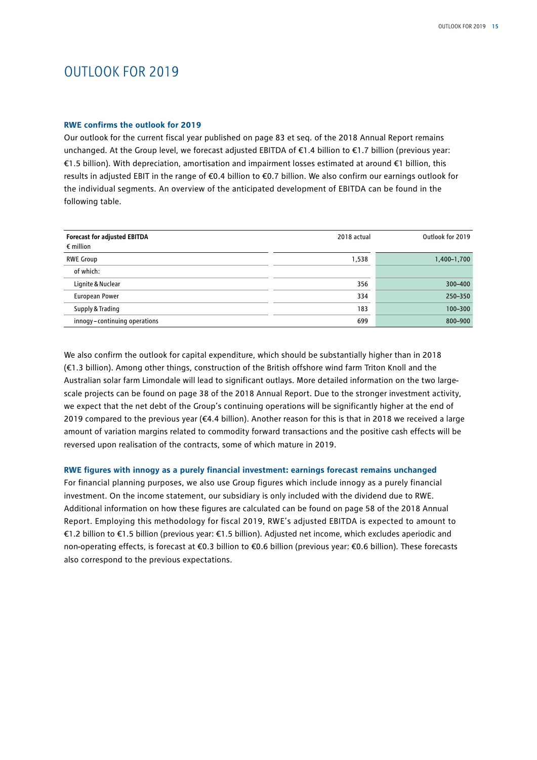# OUTLOOK FOR 2019

### RWE confirms the outlook for 2019

Our outlook for the current fiscal year published on page 83 et seq. of the 2018 Annual Report remains unchanged. At the Group level, we forecast adjusted EBITDA of €1.4 billion to €1.7 billion (previous year: €1.5 billion). With depreciation, amortisation and impairment losses estimated at around €1 billion, this results in adjusted EBIT in the range of €0.4 billion to €0.7 billion. We also confirm our earnings outlook for the individual segments. An overview of the anticipated development of EBITDA can be found in the following table.

| **Forecast for adjusted EBITDA** € million | 2018 actual | Outlook for 2019 |
|---|---|---|
| RWE Group | 1,538 | 1,400–1,700 |
| of which: | | |
| Lignite & Nuclear | 356 | 300–400 |
| European Power | 334 | 250–350 |
| Supply & Trading | 183 | 100–300 |
| innogy – continuing operations | 699 | 800–900 |

We also confirm the outlook for capital expenditure, which should be substantially higher than in 2018 (€1.3 billion). Among other things, construction of the British offshore wind farm Triton Knoll and the Australian solar farm Limondale will lead to significant outlays. More detailed information on the two large-scale projects can be found on page 38 of the 2018 Annual Report. Due to the stronger investment activity, we expect that the net debt of the Group's continuing operations will be significantly higher at the end of 2019 compared to the previous year (€4.4 billion). Another reason for this is that in 2018 we received a large amount of variation margins related to commodity forward transactions and the positive cash effects will be reversed upon realisation of the contracts, some of which mature in 2019.

### RWE figures with innogy as a purely financial investment: earnings forecast remains unchanged

For financial planning purposes, we also use Group figures which include innogy as a purely financial investment. On the income statement, our subsidiary is only included with the dividend due to RWE. Additional information on how these figures are calculated can be found on page 58 of the 2018 Annual Report. Employing this methodology for fiscal 2019, RWE's adjusted EBITDA is expected to amount to €1.2 billion to €1.5 billion (previous year: €1.5 billion). Adjusted net income, which excludes aperiodic and non-operating effects, is forecast at €0.3 billion to €0.6 billion (previous year: €0.6 billion). These forecasts also correspond to the previous expectations.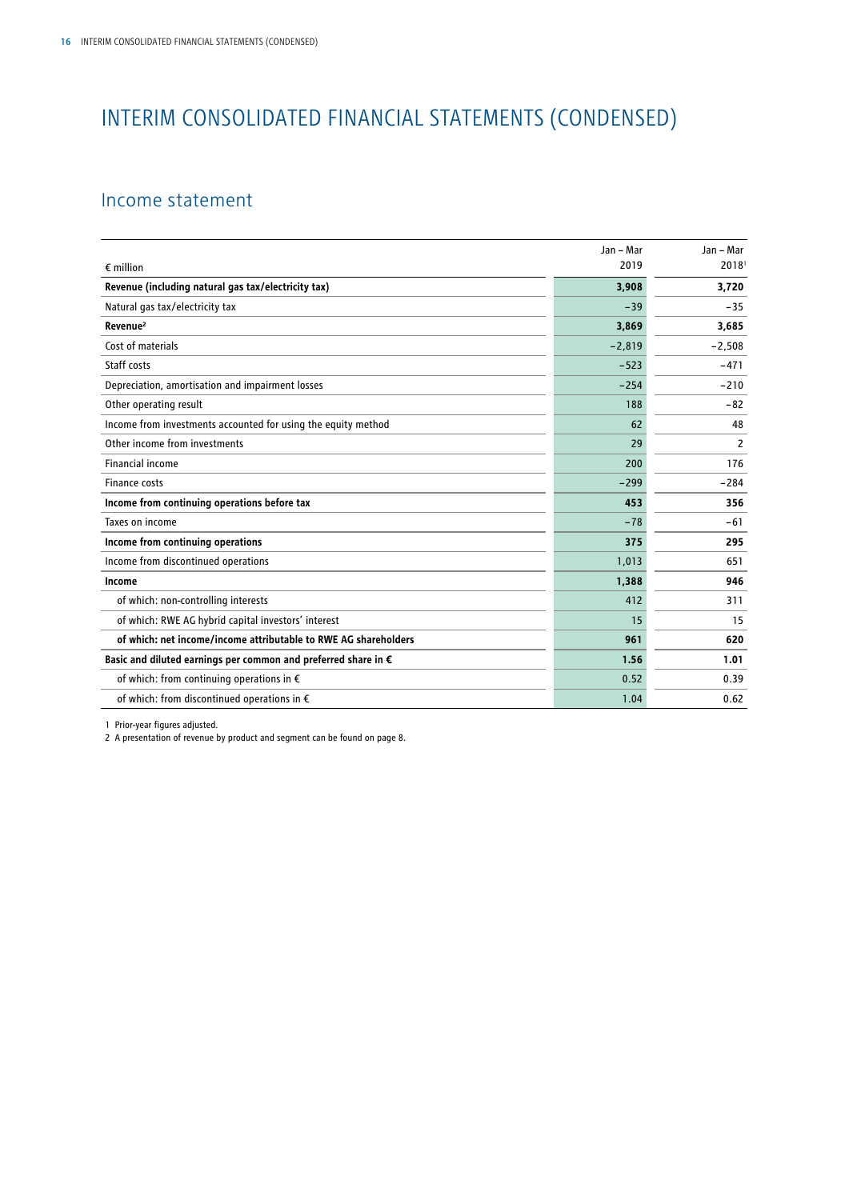# INTERIM CONSOLIDATED FINANCIAL STATEMENTS (CONDENSED)

## Income statement

| € million | Jan – Mar 2019 | Jan – Mar 2018[1] |
|---|---|---|
| **Revenue (including natural gas tax/electricity tax)** | **3,908** | **3,720** |
| Natural gas tax/electricity tax | −39 | −35 |
| **Revenue[2]** | **3,869** | **3,685** |
| Cost of materials | −2,819 | −2,508 |
| Staff costs | −523 | −471 |
| Depreciation, amortisation and impairment losses | −254 | −210 |
| Other operating result | 188 | −82 |
| Income from investments accounted for using the equity method | 62 | 48 |
| Other income from investments | 29 | 2 |
| Financial income | 200 | 176 |
| Finance costs | −299 | −284 |
| **Income from continuing operations before tax** | **453** | **356** |
| Taxes on income | −78 | −61 |
| **Income from continuing operations** | **375** | **295** |
| Income from discontinued operations | 1,013 | 651 |
| **Income** | **1,388** | **946** |
| of which: non-controlling interests | 412 | 311 |
| of which: RWE AG hybrid capital investors' interest | 15 | 15 |
| **of which: net income/income attributable to RWE AG shareholders** | **961** | **620** |
| **Basic and diluted earnings per common and preferred share in €** | **1.56** | **1.01** |
| of which: from continuing operations in € | 0.52 | 0.39 |
| of which: from discontinued operations in € | 1.04 | 0.62 |

1 Prior-year figures adjusted.

2 A presentation of revenue by product and segment can be found on page 8.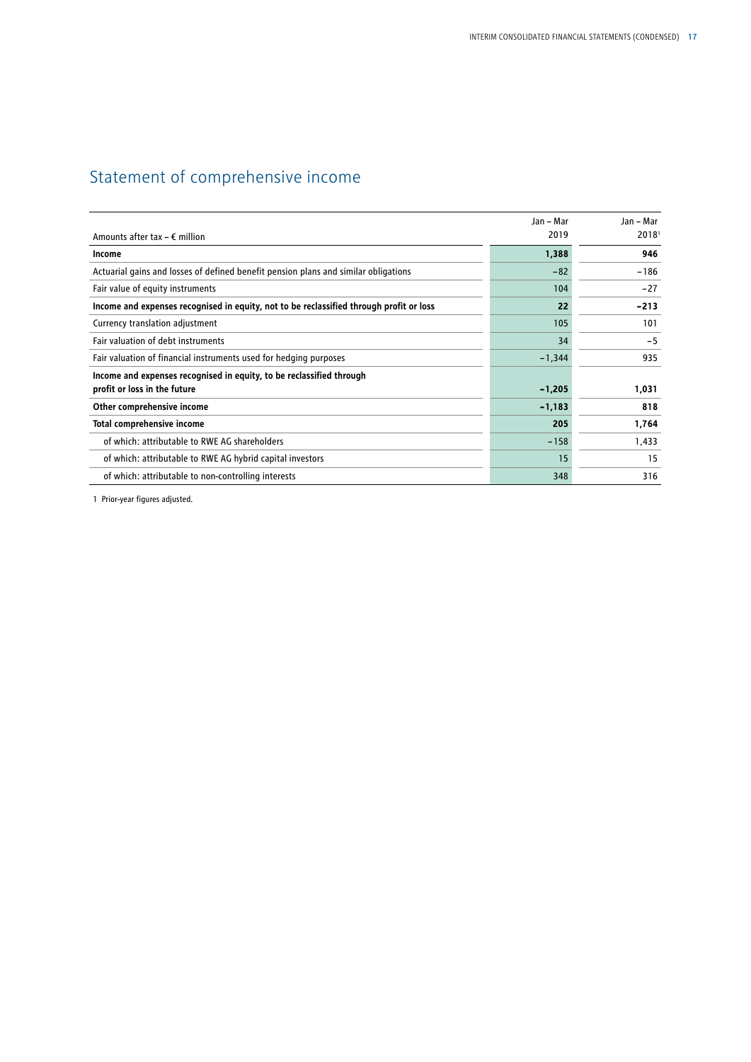# Statement of comprehensive income

| Amounts after tax – € million | Jan – Mar 2019 | Jan – Mar 2018[1] |
|---|---|---|
| **Income** | **1,388** | **946** |
| Actuarial gains and losses of defined benefit pension plans and similar obligations | −82 | −186 |
| Fair value of equity instruments | 104 | −27 |
| **Income and expenses recognised in equity, not to be reclassified through profit or loss** | **22** | **−213** |
| Currency translation adjustment | 105 | 101 |
| Fair valuation of debt instruments | 34 | −5 |
| Fair valuation of financial instruments used for hedging purposes | −1,344 | 935 |
| **Income and expenses recognised in equity, to be reclassified through profit or loss in the future** | **−1,205** | **1,031** |
| **Other comprehensive income** | **−1,183** | **818** |
| **Total comprehensive income** | **205** | **1,764** |
| of which: attributable to RWE AG shareholders | −158 | 1,433 |
| of which: attributable to RWE AG hybrid capital investors | 15 | 15 |
| of which: attributable to non-controlling interests | 348 | 316 |

1 Prior-year figures adjusted.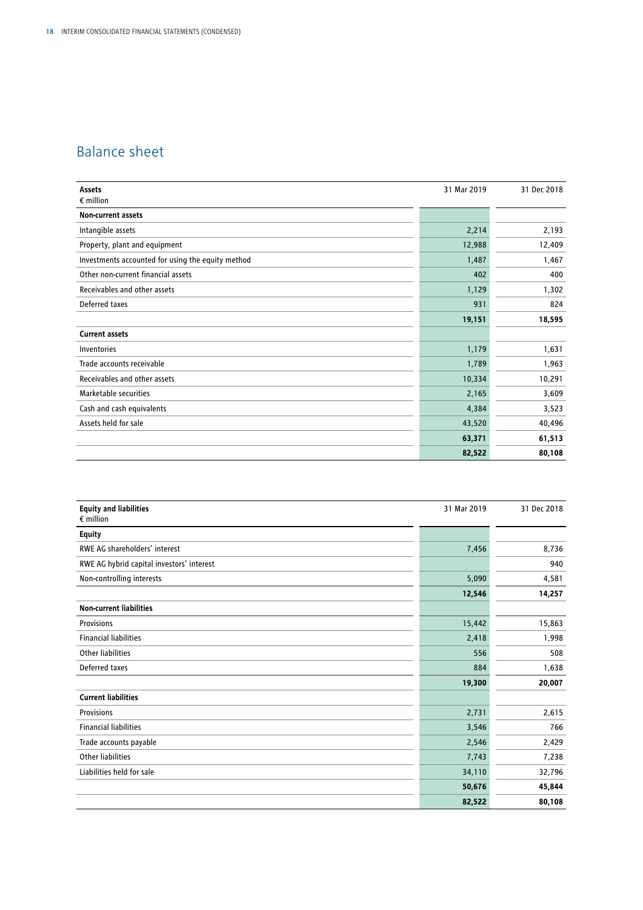## Balance sheet

| Assets<br>€ million | 31 Mar 2019 | 31 Dec 2018 |
|---|---|---|
| **Non-current assets** | | |
| Intangible assets | 2,214 | 2,193 |
| Property, plant and equipment | 12,988 | 12,409 |
| Investments accounted for using the equity method | 1,487 | 1,467 |
| Other non-current financial assets | 402 | 400 |
| Receivables and other assets | 1,129 | 1,302 |
| Deferred taxes | 931 | 824 |
| | **19,151** | **18,595** |
| **Current assets** | | |
| Inventories | 1,179 | 1,631 |
| Trade accounts receivable | 1,789 | 1,963 |
| Receivables and other assets | 10,334 | 10,291 |
| Marketable securities | 2,165 | 3,609 |
| Cash and cash equivalents | 4,384 | 3,523 |
| Assets held for sale | 43,520 | 40,496 |
| | **63,371** | **61,513** |
| | **82,522** | **80,108** |

| Equity and liabilities<br>€ million | 31 Mar 2019 | 31 Dec 2018 |
|---|---|---|
| **Equity** | | |
| RWE AG shareholders' interest | 7,456 | 8,736 |
| RWE AG hybrid capital investors' interest | | 940 |
| Non-controlling interests | 5,090 | 4,581 |
| | **12,546** | **14,257** |
| **Non-current liabilities** | | |
| Provisions | 15,442 | 15,863 |
| Financial liabilities | 2,418 | 1,998 |
| Other liabilities | 556 | 508 |
| Deferred taxes | 884 | 1,638 |
| | **19,300** | **20,007** |
| **Current liabilities** | | |
| Provisions | 2,731 | 2,615 |
| Financial liabilities | 3,546 | 766 |
| Trade accounts payable | 2,546 | 2,429 |
| Other liabilities | 7,743 | 7,238 |
| Liabilities held for sale | 34,110 | 32,796 |
| | **50,676** | **45,844** |
| | **82,522** | **80,108** |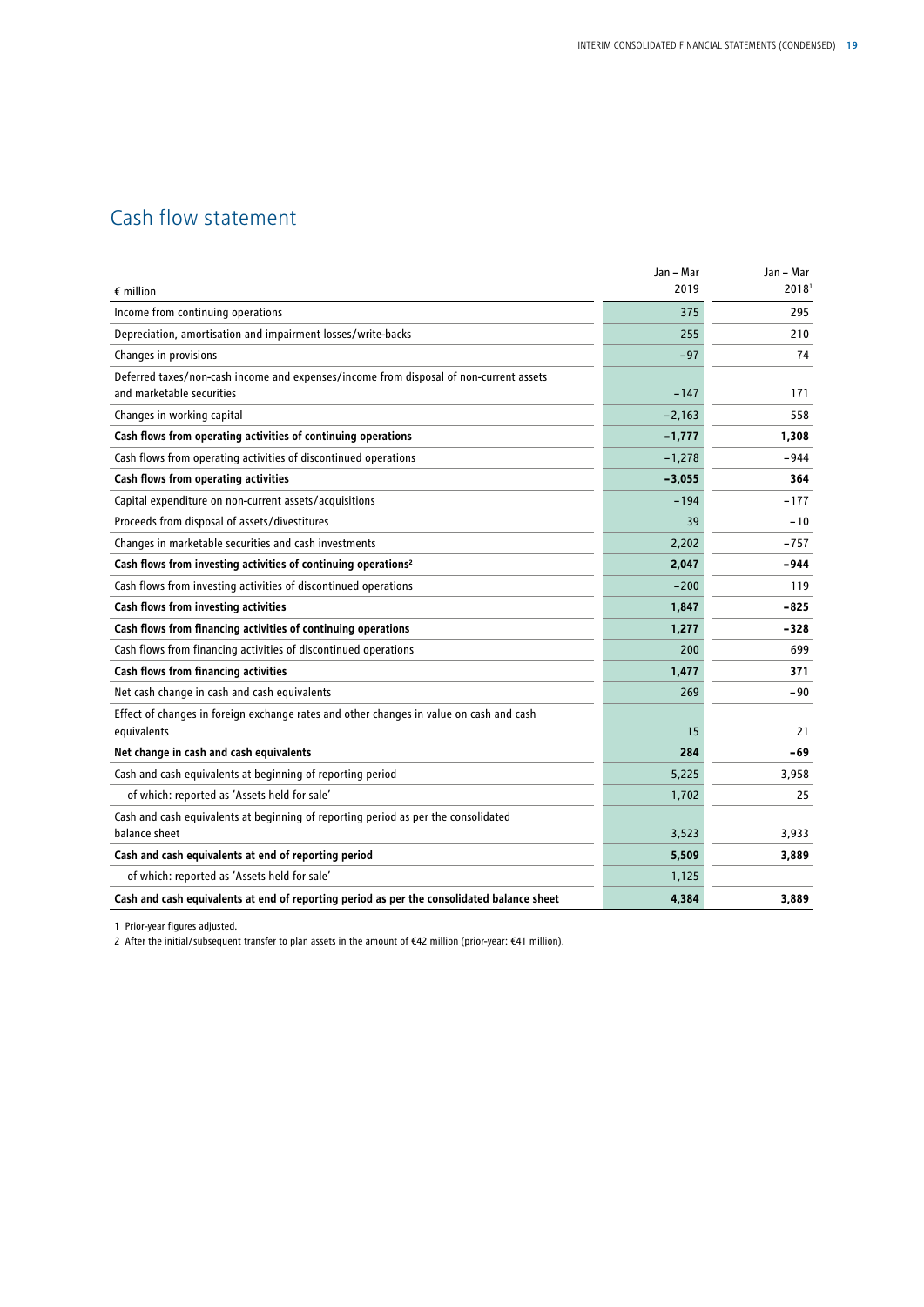## Cash flow statement

| € million | Jan – Mar 2019 | Jan – Mar 2018[1] |
|---|---|---|
| Income from continuing operations | 375 | 295 |
| Depreciation, amortisation and impairment losses/write-backs | 255 | 210 |
| Changes in provisions | −97 | 74 |
| Deferred taxes/non-cash income and expenses/income from disposal of non-current assets and marketable securities | −147 | 171 |
| Changes in working capital | −2,163 | 558 |
| **Cash flows from operating activities of continuing operations** | **−1,777** | **1,308** |
| Cash flows from operating activities of discontinued operations | −1,278 | −944 |
| **Cash flows from operating activities** | **−3,055** | **364** |
| Capital expenditure on non-current assets/acquisitions | −194 | −177 |
| Proceeds from disposal of assets/divestitures | 39 | −10 |
| Changes in marketable securities and cash investments | 2,202 | −757 |
| **Cash flows from investing activities of continuing operations[2]** | **2,047** | **−944** |
| Cash flows from investing activities of discontinued operations | −200 | 119 |
| **Cash flows from investing activities** | **1,847** | **−825** |
| **Cash flows from financing activities of continuing operations** | **1,277** | **−328** |
| Cash flows from financing activities of discontinued operations | 200 | 699 |
| **Cash flows from financing activities** | **1,477** | **371** |
| Net cash change in cash and cash equivalents | 269 | −90 |
| Effect of changes in foreign exchange rates and other changes in value on cash and cash equivalents | 15 | 21 |
| **Net change in cash and cash equivalents** | **284** | **−69** |
| Cash and cash equivalents at beginning of reporting period | 5,225 | 3,958 |
| of which: reported as 'Assets held for sale' | 1,702 | 25 |
| Cash and cash equivalents at beginning of reporting period as per the consolidated balance sheet | 3,523 | 3,933 |
| **Cash and cash equivalents at end of reporting period** | **5,509** | **3,889** |
| of which: reported as 'Assets held for sale' | 1,125 | |
| **Cash and cash equivalents at end of reporting period as per the consolidated balance sheet** | **4,384** | **3,889** |

1 Prior-year figures adjusted.

2 After the initial/subsequent transfer to plan assets in the amount of €42 million (prior-year: €41 million).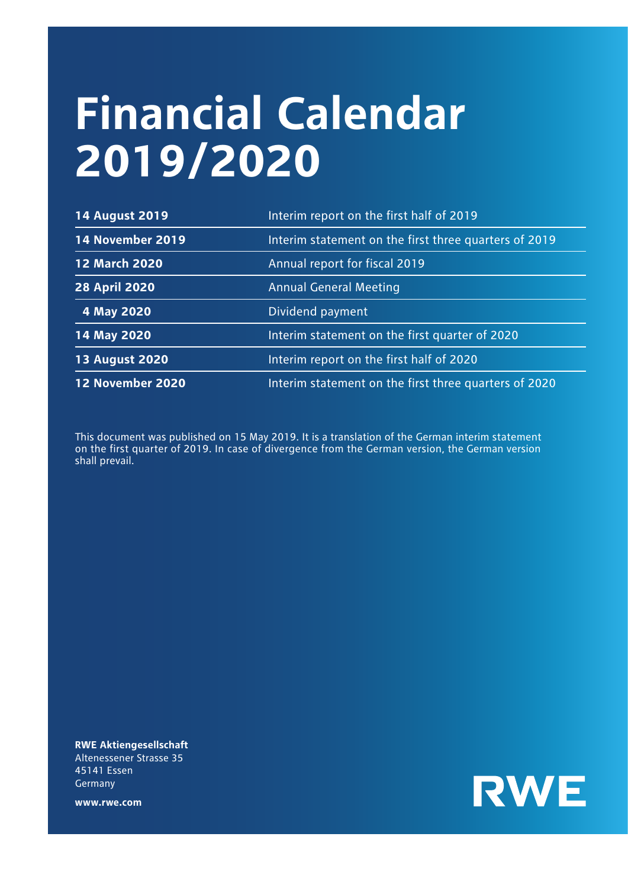# Financial Calendar 2019/2020

| | |
|---|---|
| **14 August 2019** | Interim report on the first half of 2019 |
| **14 November 2019** | Interim statement on the first three quarters of 2019 |
| **12 March 2020** | Annual report for fiscal 2019 |
| **28 April 2020** | Annual General Meeting |
| **4 May 2020** | Dividend payment |
| **14 May 2020** | Interim statement on the first quarter of 2020 |
| **13 August 2020** | Interim report on the first half of 2020 |
| **12 November 2020** | Interim statement on the first three quarters of 2020 |

This document was published on 15 May 2019. It is a translation of the German interim statement on the first quarter of 2019. In case of divergence from the German version, the German version shall prevail.

**RWE Aktiengesellschaft**
Altenessener Strasse 35
45141 Essen
Germany

**www.rwe.com**

RWE